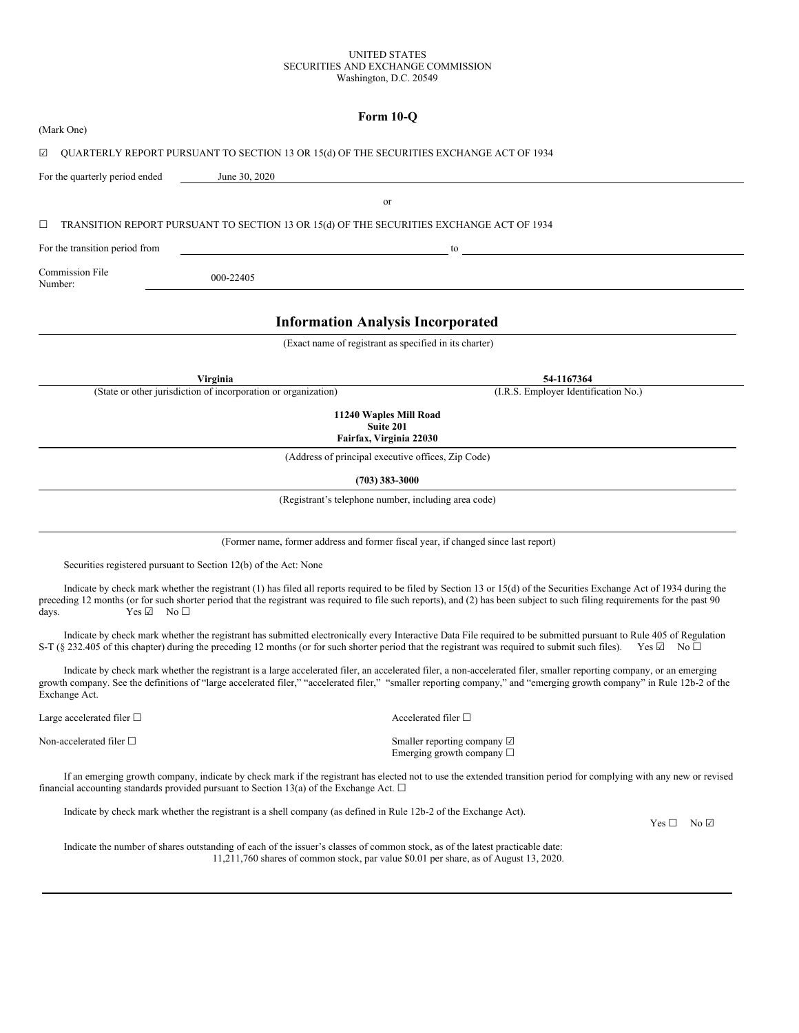UNITED STATES
SECURITIES AND EXCHANGE COMMISSION
Washington, D.C. 20549

# Form 10-Q

(Mark One)

☑ QUARTERLY REPORT PURSUANT TO SECTION 13 OR 15(d) OF THE SECURITIES EXCHANGE ACT OF 1934

For the quarterly period ended June 30, 2020

or

☐ TRANSITION REPORT PURSUANT TO SECTION 13 OR 15(d) OF THE SECURITIES EXCHANGE ACT OF 1934

For the transition period from ____________ to ____________

Commission File Number: 000-22405

# Information Analysis Incorporated

(Exact name of registrant as specified in its charter)

| **Virginia** | **54-1167364** |
|---|---|
| (State or other jurisdiction of incorporation or organization) | (I.R.S. Employer Identification No.) |

**11240 Waples Mill Road**
**Suite 201**
**Fairfax, Virginia 22030**

(Address of principal executive offices, Zip Code)

**(703) 383-3000**

(Registrant's telephone number, including area code)

(Former name, former address and former fiscal year, if changed since last report)

Securities registered pursuant to Section 12(b) of the Act: None

Indicate by check mark whether the registrant (1) has filed all reports required to be filed by Section 13 or 15(d) of the Securities Exchange Act of 1934 during the preceding 12 months (or for such shorter period that the registrant was required to file such reports), and (2) has been subject to such filing requirements for the past 90 days. Yes ☑ No ☐

Indicate by check mark whether the registrant has submitted electronically every Interactive Data File required to be submitted pursuant to Rule 405 of Regulation S-T (§ 232.405 of this chapter) during the preceding 12 months (or for such shorter period that the registrant was required to submit such files). Yes ☑ No ☐

Indicate by check mark whether the registrant is a large accelerated filer, an accelerated filer, a non-accelerated filer, smaller reporting company, or an emerging growth company. See the definitions of "large accelerated filer," "accelerated filer," "smaller reporting company," and "emerging growth company" in Rule 12b-2 of the Exchange Act.

| | |
|---|---|
| Large accelerated filer ☐ | Accelerated filer ☐ |
| Non-accelerated filer ☐ | Smaller reporting company ☑ |
| | Emerging growth company ☐ |

If an emerging growth company, indicate by check mark if the registrant has elected not to use the extended transition period for complying with any new or revised financial accounting standards provided pursuant to Section 13(a) of the Exchange Act. ☐

Indicate by check mark whether the registrant is a shell company (as defined in Rule 12b-2 of the Exchange Act). Yes ☐ No ☑

Indicate the number of shares outstanding of each of the issuer's classes of common stock, as of the latest practicable date:
11,211,760 shares of common stock, par value $0.01 per share, as of August 13, 2020.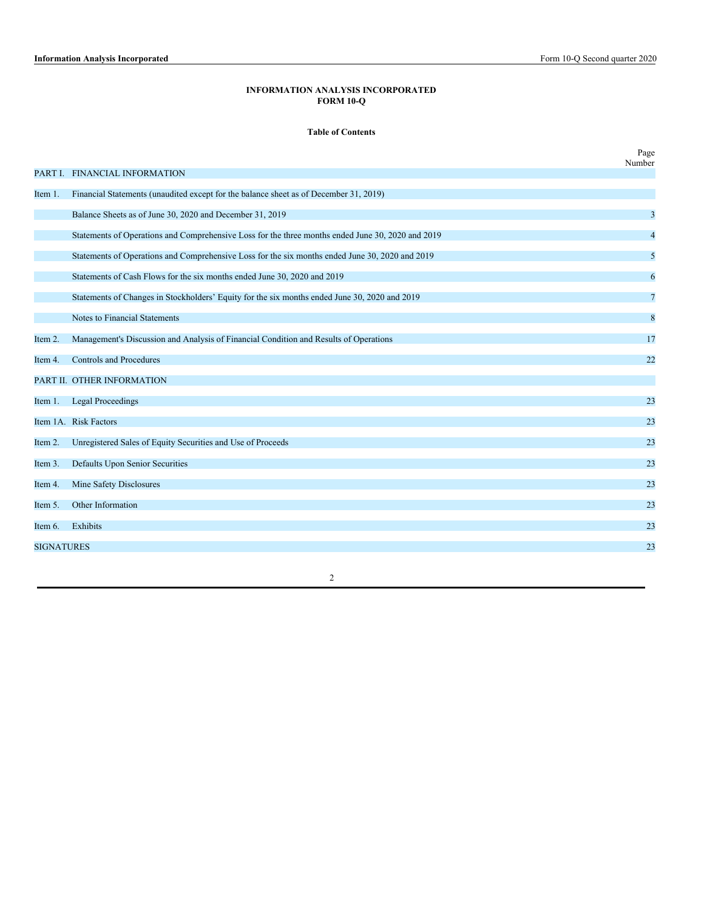# INFORMATION ANALYSIS INCORPORATED
# FORM 10-Q

## Table of Contents

| | | Page Number |
|---|---|---|
| PART I. | FINANCIAL INFORMATION | |
| Item 1. | Financial Statements (unaudited except for the balance sheet as of December 31, 2019) | |
| | Balance Sheets as of June 30, 2020 and December 31, 2019 | 3 |
| | Statements of Operations and Comprehensive Loss for the three months ended June 30, 2020 and 2019 | 4 |
| | Statements of Operations and Comprehensive Loss for the six months ended June 30, 2020 and 2019 | 5 |
| | Statements of Cash Flows for the six months ended June 30, 2020 and 2019 | 6 |
| | Statements of Changes in Stockholders' Equity for the six months ended June 30, 2020 and 2019 | 7 |
| | Notes to Financial Statements | 8 |
| Item 2. | Management's Discussion and Analysis of Financial Condition and Results of Operations | 17 |
| Item 4. | Controls and Procedures | 22 |
| PART II. | OTHER INFORMATION | |
| Item 1. | Legal Proceedings | 23 |
| Item 1A. | Risk Factors | 23 |
| Item 2. | Unregistered Sales of Equity Securities and Use of Proceeds | 23 |
| Item 3. | Defaults Upon Senior Securities | 23 |
| Item 4. | Mine Safety Disclosures | 23 |
| Item 5. | Other Information | 23 |
| Item 6. | Exhibits | 23 |
| SIGNATURES | | 23 |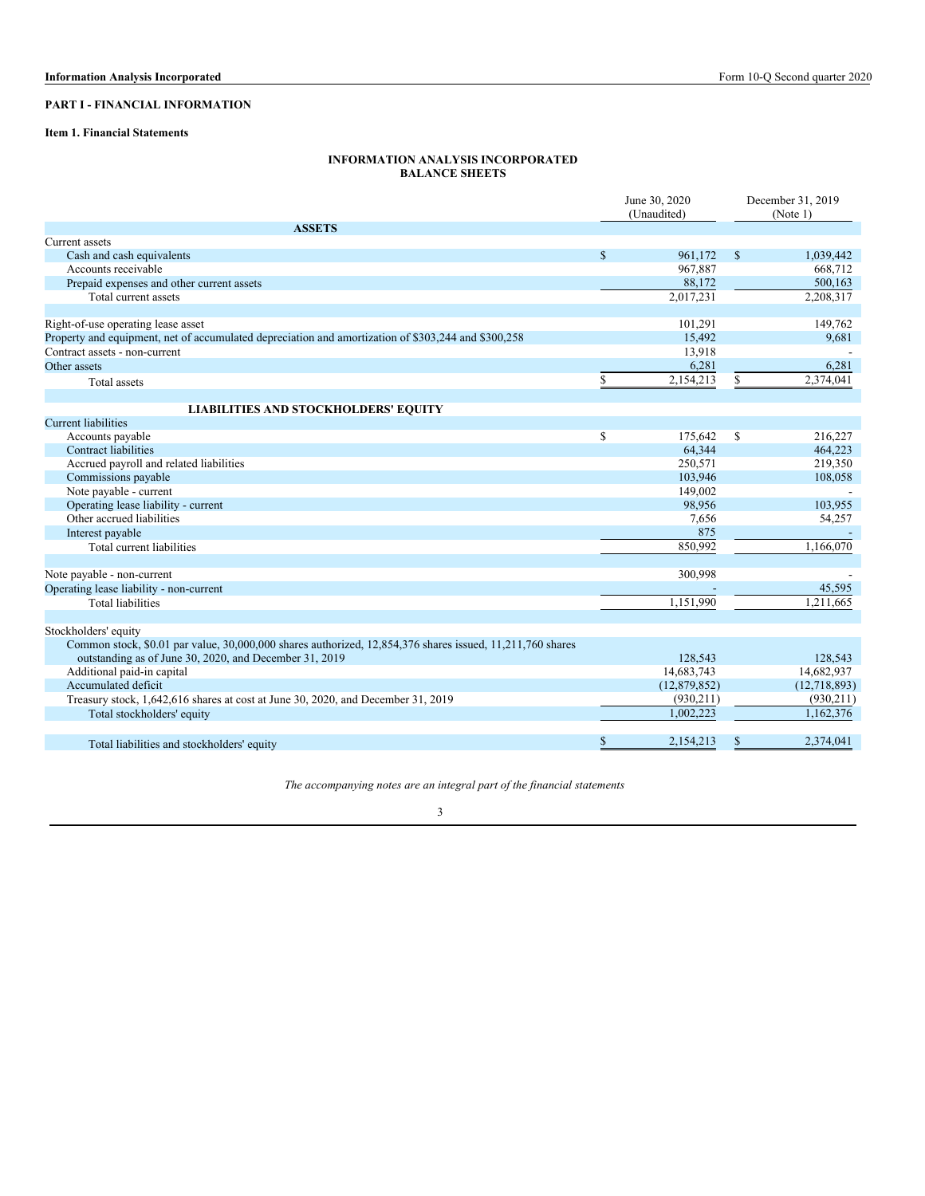## PART I - FINANCIAL INFORMATION

### Item 1. Financial Statements

**INFORMATION ANALYSIS INCORPORATED**
**BALANCE SHEETS**

| | June 30, 2020 (Unaudited) | December 31, 2019 (Note 1) |
|---|---|---|
| **ASSETS** | | |
| Current assets | | |
| Cash and cash equivalents | $ 961,172 | $ 1,039,442 |
| Accounts receivable | 967,887 | 668,712 |
| Prepaid expenses and other current assets | 88,172 | 500,163 |
| Total current assets | 2,017,231 | 2,208,317 |
| | | |
| Right-of-use operating lease asset | 101,291 | 149,762 |
| Property and equipment, net of accumulated depreciation and amortization of $303,244 and $300,258 | 15,492 | 9,681 |
| Contract assets - non-current | 13,918 | - |
| Other assets | 6,281 | 6,281 |
| Total assets | $ 2,154,213 | $ 2,374,041 |
| | | |
| **LIABILITIES AND STOCKHOLDERS' EQUITY** | | |
| Current liabilities | | |
| Accounts payable | $ 175,642 | $ 216,227 |
| Contract liabilities | 64,344 | 464,223 |
| Accrued payroll and related liabilities | 250,571 | 219,350 |
| Commissions payable | 103,946 | 108,058 |
| Note payable - current | 149,002 | - |
| Operating lease liability - current | 98,956 | 103,955 |
| Other accrued liabilities | 7,656 | 54,257 |
| Interest payable | 875 | - |
| Total current liabilities | 850,992 | 1,166,070 |
| | | |
| Note payable - non-current | 300,998 | - |
| Operating lease liability - non-current | - | 45,595 |
| Total liabilities | 1,151,990 | 1,211,665 |
| | | |
| Stockholders' equity | | |
| Common stock, $0.01 par value, 30,000,000 shares authorized, 12,854,376 shares issued, 11,211,760 shares outstanding as of June 30, 2020, and December 31, 2019 | 128,543 | 128,543 |
| Additional paid-in capital | 14,683,743 | 14,682,937 |
| Accumulated deficit | (12,879,852) | (12,718,893) |
| Treasury stock, 1,642,616 shares at cost at June 30, 2020, and December 31, 2019 | (930,211) | (930,211) |
| Total stockholders' equity | 1,002,223 | 1,162,376 |
| | | |
| Total liabilities and stockholders' equity | $ 2,154,213 | $ 2,374,041 |

*The accompanying notes are an integral part of the financial statements*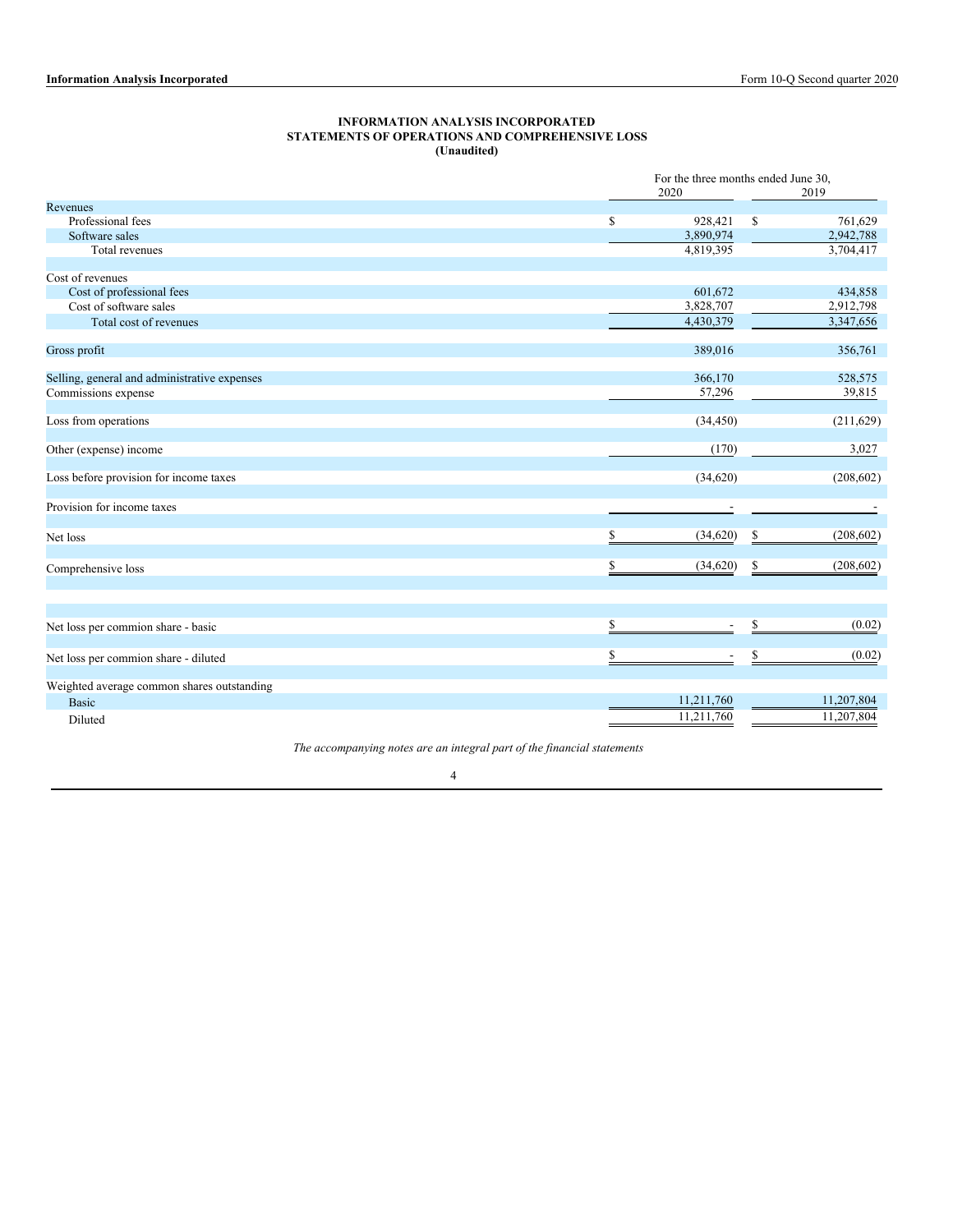**INFORMATION ANALYSIS INCORPORATED**
**STATEMENTS OF OPERATIONS AND COMPREHENSIVE LOSS**
**(Unaudited)**

| | For the three months ended June 30, 2020 | 2019 |
|---|---|---|
| Revenues | | |
| Professional fees | $ 928,421 | $ 761,629 |
| Software sales | 3,890,974 | 2,942,788 |
| Total revenues | 4,819,395 | 3,704,417 |
| | | |
| Cost of revenues | | |
| Cost of professional fees | 601,672 | 434,858 |
| Cost of software sales | 3,828,707 | 2,912,798 |
| Total cost of revenues | 4,430,379 | 3,347,656 |
| | | |
| Gross profit | 389,016 | 356,761 |
| | | |
| Selling, general and administrative expenses | 366,170 | 528,575 |
| Commissions expense | 57,296 | 39,815 |
| | | |
| Loss from operations | (34,450) | (211,629) |
| | | |
| Other (expense) income | (170) | 3,027 |
| | | |
| Loss before provision for income taxes | (34,620) | (208,602) |
| | | |
| Provision for income taxes | - | - |
| | | |
| Net loss | $ (34,620) | $ (208,602) |
| | | |
| Comprehensive loss | $ (34,620) | $ (208,602) |
| | | |
| Net loss per commion share - basic | $ - | $ (0.02) |
| | | |
| Net loss per commion share - diluted | $ - | $ (0.02) |
| | | |
| Weighted average common shares outstanding | | |
| Basic | 11,211,760 | 11,207,804 |
| Diluted | 11,211,760 | 11,207,804 |

*The accompanying notes are an integral part of the financial statements*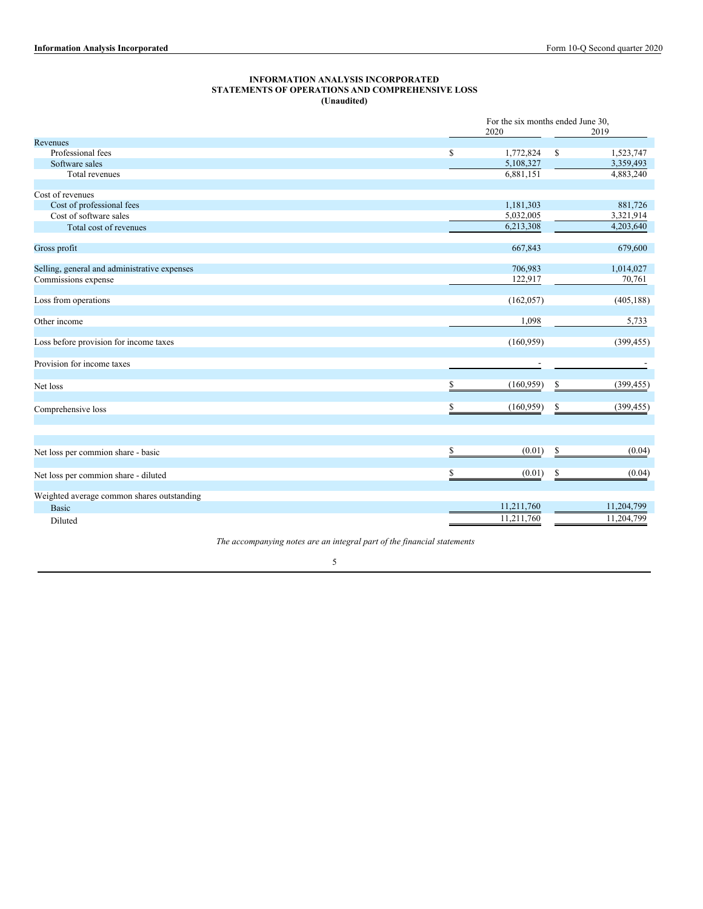**INFORMATION ANALYSIS INCORPORATED**
**STATEMENTS OF OPERATIONS AND COMPREHENSIVE LOSS**
**(Unaudited)**

| | For the six months ended June 30, 2020 | 2019 |
|---|---|---|
| Revenues | | |
| Professional fees | $ 1,772,824 | $ 1,523,747 |
| Software sales | 5,108,327 | 3,359,493 |
| Total revenues | 6,881,151 | 4,883,240 |
| | | |
| Cost of revenues | | |
| Cost of professional fees | 1,181,303 | 881,726 |
| Cost of software sales | 5,032,005 | 3,321,914 |
| Total cost of revenues | 6,213,308 | 4,203,640 |
| | | |
| Gross profit | 667,843 | 679,600 |
| | | |
| Selling, general and administrative expenses | 706,983 | 1,014,027 |
| Commissions expense | 122,917 | 70,761 |
| | | |
| Loss from operations | (162,057) | (405,188) |
| | | |
| Other income | 1,098 | 5,733 |
| | | |
| Loss before provision for income taxes | (160,959) | (399,455) |
| | | |
| Provision for income taxes | - | - |
| | | |
| Net loss | $ (160,959) | $ (399,455) |
| | | |
| Comprehensive loss | $ (160,959) | $ (399,455) |
| | | |
| Net loss per commion share - basic | $ (0.01) | $ (0.04) |
| | | |
| Net loss per commion share - diluted | $ (0.01) | $ (0.04) |
| | | |
| Weighted average common shares outstanding | | |
| Basic | 11,211,760 | 11,204,799 |
| Diluted | 11,211,760 | 11,204,799 |

*The accompanying notes are an integral part of the financial statements*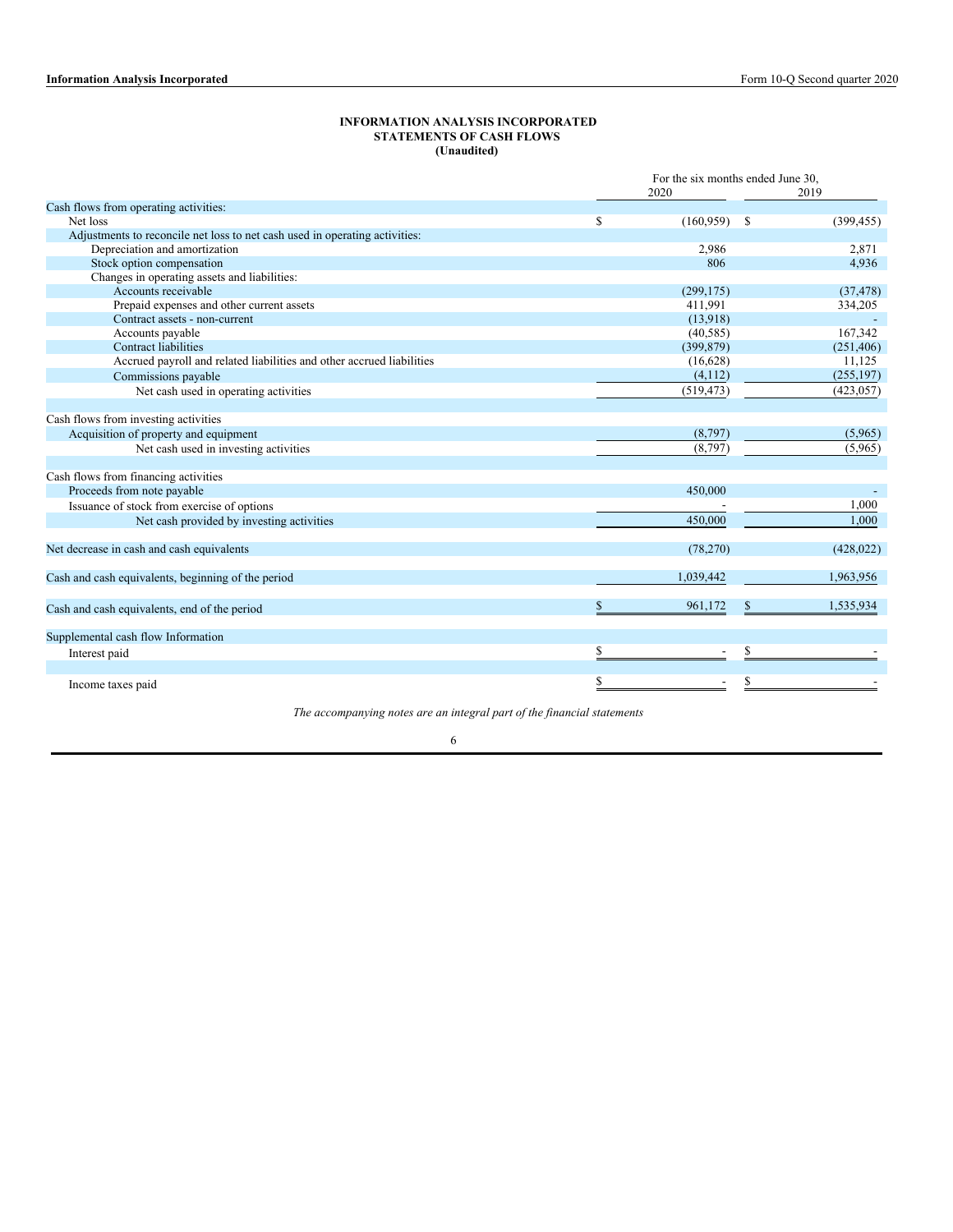**INFORMATION ANALYSIS INCORPORATED**
**STATEMENTS OF CASH FLOWS**
**(Unaudited)**

| | For the six months ended June 30, 2020 | 2019 |
|---|---|---|
| Cash flows from operating activities: | | |
| Net loss | $ (160,959) | $ (399,455) |
| Adjustments to reconcile net loss to net cash used in operating activities: | | |
| Depreciation and amortization | 2,986 | 2,871 |
| Stock option compensation | 806 | 4,936 |
| Changes in operating assets and liabilities: | | |
| Accounts receivable | (299,175) | (37,478) |
| Prepaid expenses and other current assets | 411,991 | 334,205 |
| Contract assets - non-current | (13,918) | - |
| Accounts payable | (40,585) | 167,342 |
| Contract liabilities | (399,879) | (251,406) |
| Accrued payroll and related liabilities and other accrued liabilities | (16,628) | 11,125 |
| Commissions payable | (4,112) | (255,197) |
| Net cash used in operating activities | (519,473) | (423,057) |
| | | |
| Cash flows from investing activities | | |
| Acquisition of property and equipment | (8,797) | (5,965) |
| Net cash used in investing activities | (8,797) | (5,965) |
| | | |
| Cash flows from financing activities | | |
| Proceeds from note payable | 450,000 | - |
| Issuance of stock from exercise of options | - | 1,000 |
| Net cash provided by investing activities | 450,000 | 1,000 |
| | | |
| Net decrease in cash and cash equivalents | (78,270) | (428,022) |
| | | |
| Cash and cash equivalents, beginning of the period | 1,039,442 | 1,963,956 |
| | | |
| Cash and cash equivalents, end of the period | $ 961,172 | $ 1,535,934 |
| | | |
| Supplemental cash flow Information | | |
| Interest paid | $ - | $ - |
| | | |
| Income taxes paid | $ - | $ - |

*The accompanying notes are an integral part of the financial statements*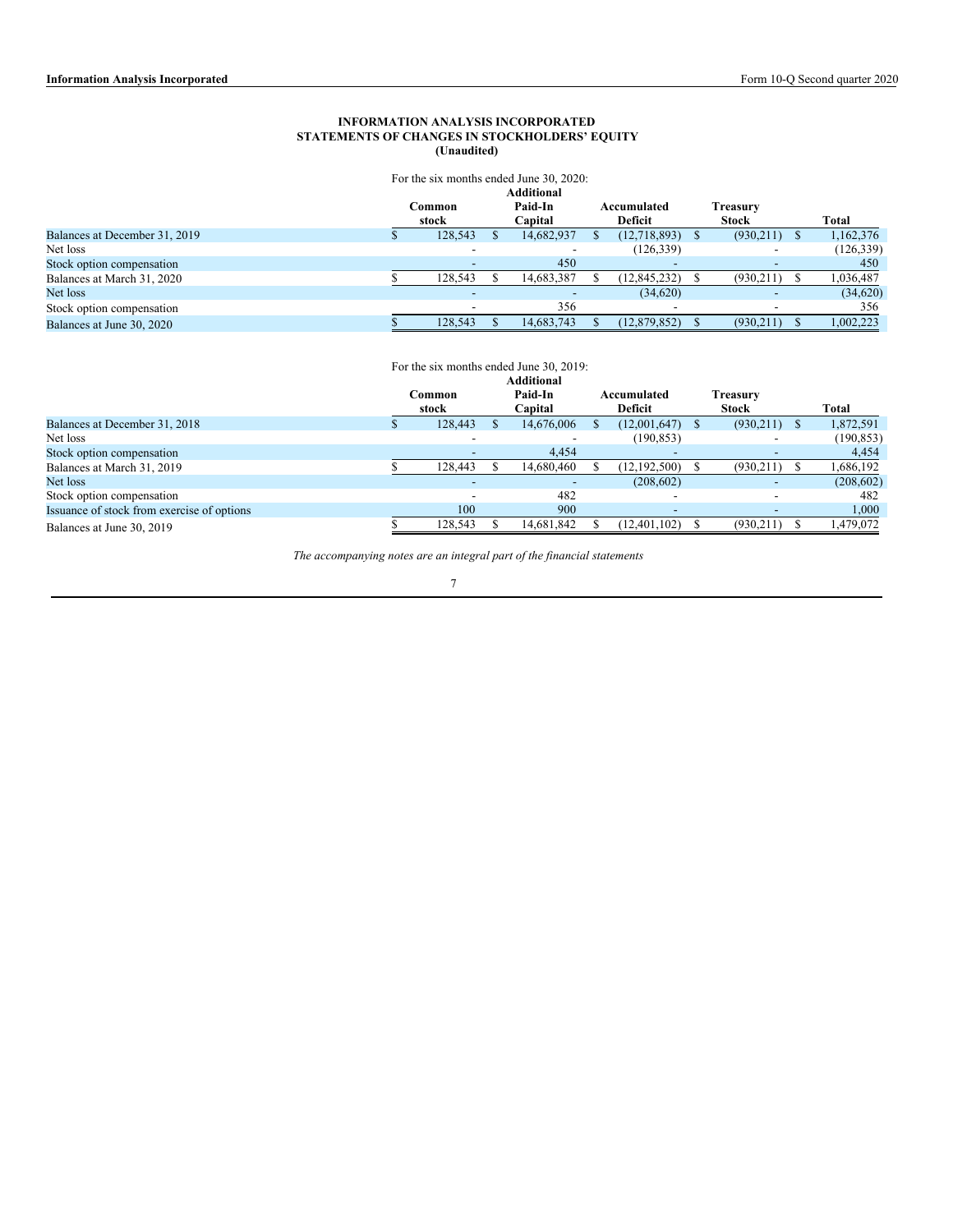# INFORMATION ANALYSIS INCORPORATED
## STATEMENTS OF CHANGES IN STOCKHOLDERS' EQUITY
**(Unaudited)**

For the six months ended June 30, 2020:

| | Common stock | Additional Paid-In Capital | Accumulated Deficit | Treasury Stock | Total |
|---|---|---|---|---|---|
| Balances at December 31, 2019 | $ 128,543 | $ 14,682,937 | $ (12,718,893) | $ (930,211) | $ 1,162,376 |
| Net loss | - | - | (126,339) | - | (126,339) |
| Stock option compensation | - | 450 | - | - | 450 |
| Balances at March 31, 2020 | $ 128,543 | $ 14,683,387 | $ (12,845,232) | $ (930,211) | $ 1,036,487 |
| Net loss | - | - | (34,620) | - | (34,620) |
| Stock option compensation | - | 356 | - | - | 356 |
| Balances at June 30, 2020 | $ 128,543 | $ 14,683,743 | $ (12,879,852) | $ (930,211) | $ 1,002,223 |

For the six months ended June 30, 2019:

| | Common stock | Additional Paid-In Capital | Accumulated Deficit | Treasury Stock | Total |
|---|---|---|---|---|---|
| Balances at December 31, 2018 | $ 128,443 | $ 14,676,006 | $ (12,001,647) | $ (930,211) | $ 1,872,591 |
| Net loss | - | - | (190,853) | - | (190,853) |
| Stock option compensation | - | 4,454 | - | - | 4,454 |
| Balances at March 31, 2019 | $ 128,443 | $ 14,680,460 | $ (12,192,500) | $ (930,211) | $ 1,686,192 |
| Net loss | - | - | (208,602) | - | (208,602) |
| Stock option compensation | - | 482 | - | - | 482 |
| Issuance of stock from exercise of options | 100 | 900 | - | - | 1,000 |
| Balances at June 30, 2019 | $ 128,543 | $ 14,681,842 | $ (12,401,102) | $ (930,211) | $ 1,479,072 |

*The accompanying notes are an integral part of the financial statements*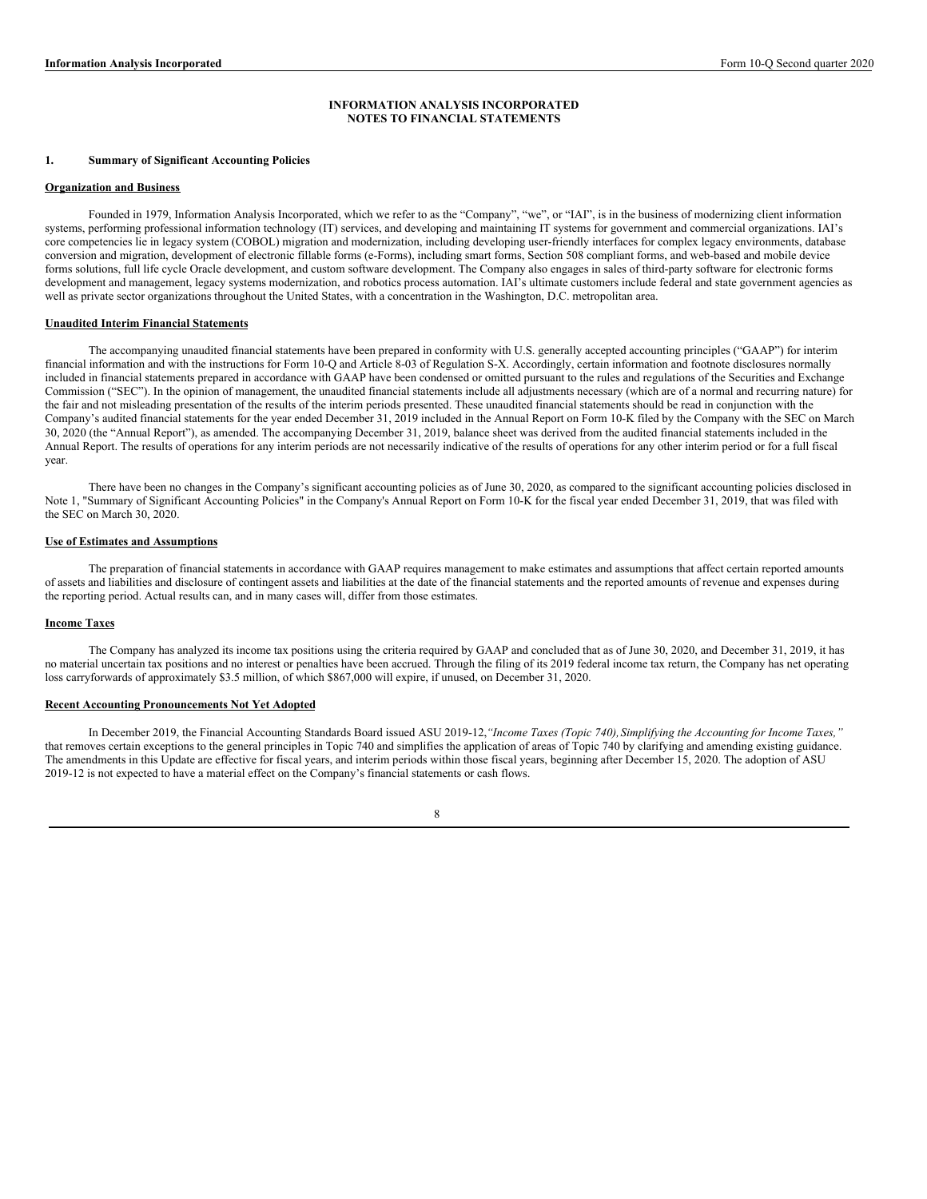# INFORMATION ANALYSIS INCORPORATED
# NOTES TO FINANCIAL STATEMENTS

## 1. Summary of Significant Accounting Policies

### Organization and Business

Founded in 1979, Information Analysis Incorporated, which we refer to as the "Company", "we", or "IAI", is in the business of modernizing client information systems, performing professional information technology (IT) services, and developing and maintaining IT systems for government and commercial organizations. IAI's core competencies lie in legacy system (COBOL) migration and modernization, including developing user-friendly interfaces for complex legacy environments, database conversion and migration, development of electronic fillable forms (e-Forms), including smart forms, Section 508 compliant forms, and web-based and mobile device forms solutions, full life cycle Oracle development, and custom software development. The Company also engages in sales of third-party software for electronic forms development and management, legacy systems modernization, and robotics process automation. IAI's ultimate customers include federal and state government agencies as well as private sector organizations throughout the United States, with a concentration in the Washington, D.C. metropolitan area.

### Unaudited Interim Financial Statements

The accompanying unaudited financial statements have been prepared in conformity with U.S. generally accepted accounting principles ("GAAP") for interim financial information and with the instructions for Form 10-Q and Article 8-03 of Regulation S-X. Accordingly, certain information and footnote disclosures normally included in financial statements prepared in accordance with GAAP have been condensed or omitted pursuant to the rules and regulations of the Securities and Exchange Commission ("SEC"). In the opinion of management, the unaudited financial statements include all adjustments necessary (which are of a normal and recurring nature) for the fair and not misleading presentation of the results of the interim periods presented. These unaudited financial statements should be read in conjunction with the Company's audited financial statements for the year ended December 31, 2019 included in the Annual Report on Form 10-K filed by the Company with the SEC on March 30, 2020 (the "Annual Report"), as amended. The accompanying December 31, 2019, balance sheet was derived from the audited financial statements included in the Annual Report. The results of operations for any interim periods are not necessarily indicative of the results of operations for any other interim period or for a full fiscal year.

There have been no changes in the Company's significant accounting policies as of June 30, 2020, as compared to the significant accounting policies disclosed in Note 1, "Summary of Significant Accounting Policies" in the Company's Annual Report on Form 10-K for the fiscal year ended December 31, 2019, that was filed with the SEC on March 30, 2020.

### Use of Estimates and Assumptions

The preparation of financial statements in accordance with GAAP requires management to make estimates and assumptions that affect certain reported amounts of assets and liabilities and disclosure of contingent assets and liabilities at the date of the financial statements and the reported amounts of revenue and expenses during the reporting period. Actual results can, and in many cases will, differ from those estimates.

### Income Taxes

The Company has analyzed its income tax positions using the criteria required by GAAP and concluded that as of June 30, 2020, and December 31, 2019, it has no material uncertain tax positions and no interest or penalties have been accrued. Through the filing of its 2019 federal income tax return, the Company has net operating loss carryforwards of approximately $3.5 million, of which $867,000 will expire, if unused, on December 31, 2020.

### Recent Accounting Pronouncements Not Yet Adopted

In December 2019, the Financial Accounting Standards Board issued ASU 2019-12, *"Income Taxes (Topic 740), Simplifying the Accounting for Income Taxes,"* that removes certain exceptions to the general principles in Topic 740 and simplifies the application of areas of Topic 740 by clarifying and amending existing guidance. The amendments in this Update are effective for fiscal years, and interim periods within those fiscal years, beginning after December 15, 2020. The adoption of ASU 2019-12 is not expected to have a material effect on the Company's financial statements or cash flows.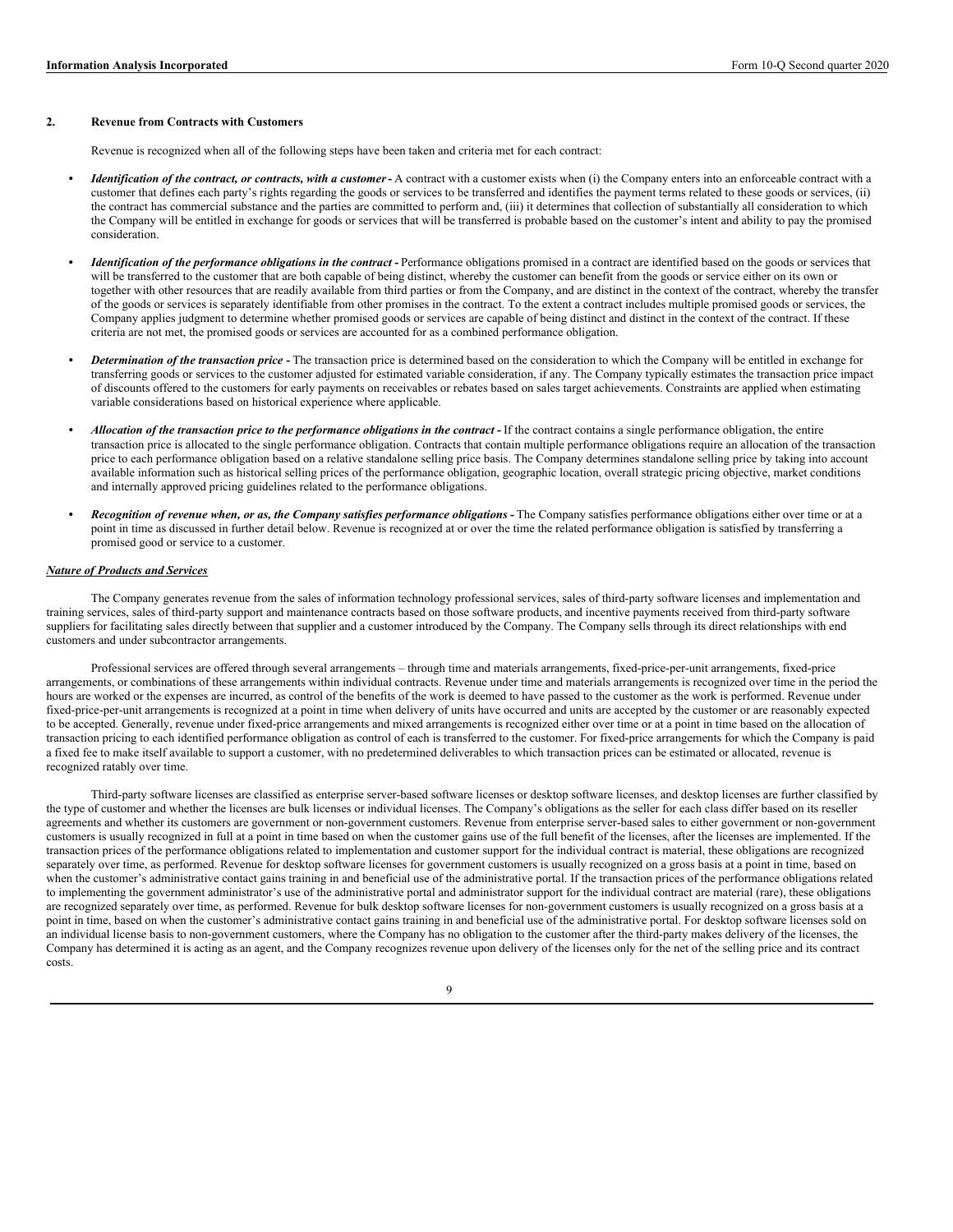## 2. Revenue from Contracts with Customers

Revenue is recognized when all of the following steps have been taken and criteria met for each contract:

- ***Identification of the contract, or contracts, with a customer*** **-** A contract with a customer exists when (i) the Company enters into an enforceable contract with a customer that defines each party's rights regarding the goods or services to be transferred and identifies the payment terms related to these goods or services, (ii) the contract has commercial substance and the parties are committed to perform and, (iii) it determines that collection of substantially all consideration to which the Company will be entitled in exchange for goods or services that will be transferred is probable based on the customer's intent and ability to pay the promised consideration.

- ***Identification of the performance obligations in the contract*** **-** Performance obligations promised in a contract are identified based on the goods or services that will be transferred to the customer that are both capable of being distinct, whereby the customer can benefit from the goods or service either on its own or together with other resources that are readily available from third parties or from the Company, and are distinct in the context of the contract, whereby the transfer of the goods or services is separately identifiable from other promises in the contract. To the extent a contract includes multiple promised goods or services, the Company applies judgment to determine whether promised goods or services are capable of being distinct and distinct in the context of the contract. If these criteria are not met, the promised goods or services are accounted for as a combined performance obligation.

- ***Determination of the transaction price*** **-** The transaction price is determined based on the consideration to which the Company will be entitled in exchange for transferring goods or services to the customer adjusted for estimated variable consideration, if any. The Company typically estimates the transaction price impact of discounts offered to the customers for early payments on receivables or rebates based on sales target achievements. Constraints are applied when estimating variable considerations based on historical experience where applicable.

- ***Allocation of the transaction price to the performance obligations in the contract*** **-** If the contract contains a single performance obligation, the entire transaction price is allocated to the single performance obligation. Contracts that contain multiple performance obligations require an allocation of the transaction price to each performance obligation based on a relative standalone selling price basis. The Company determines standalone selling price by taking into account available information such as historical selling prices of the performance obligation, geographic location, overall strategic pricing objective, market conditions and internally approved pricing guidelines related to the performance obligations.

- ***Recognition of revenue when, or as, the Company satisfies performance obligations*** **-** The Company satisfies performance obligations either over time or at a point in time as discussed in further detail below. Revenue is recognized at or over the time the related performance obligation is satisfied by transferring a promised good or service to a customer.

***Nature of Products and Services***

The Company generates revenue from the sales of information technology professional services, sales of third-party software licenses and implementation and training services, sales of third-party support and maintenance contracts based on those software products, and incentive payments received from third-party software suppliers for facilitating sales directly between that supplier and a customer introduced by the Company. The Company sells through its direct relationships with end customers and under subcontractor arrangements.

Professional services are offered through several arrangements – through time and materials arrangements, fixed-price-per-unit arrangements, fixed-price arrangements, or combinations of these arrangements within individual contracts. Revenue under time and materials arrangements is recognized over time in the period the hours are worked or the expenses are incurred, as control of the benefits of the work is deemed to have passed to the customer as the work is performed. Revenue under fixed-price-per-unit arrangements is recognized at a point in time when delivery of units have occurred and units are accepted by the customer or are reasonably expected to be accepted. Generally, revenue under fixed-price arrangements and mixed arrangements is recognized either over time or at a point in time based on the allocation of transaction pricing to each identified performance obligation as control of each is transferred to the customer. For fixed-price arrangements for which the Company is paid a fixed fee to make itself available to support a customer, with no predetermined deliverables to which transaction prices can be estimated or allocated, revenue is recognized ratably over time.

Third-party software licenses are classified as enterprise server-based software licenses or desktop software licenses, and desktop licenses are further classified by the type of customer and whether the licenses are bulk licenses or individual licenses. The Company's obligations as the seller for each class differ based on its reseller agreements and whether its customers are government or non-government customers. Revenue from enterprise server-based sales to either government or non-government customers is usually recognized in full at a point in time based on when the customer gains use of the full benefit of the licenses, after the licenses are implemented. If the transaction prices of the performance obligations related to implementation and customer support for the individual contract is material, these obligations are recognized separately over time, as performed. Revenue for desktop software licenses for government customers is usually recognized on a gross basis at a point in time, based on when the customer's administrative contact gains training in and beneficial use of the administrative portal. If the transaction prices of the performance obligations related to implementing the government administrator's use of the administrative portal and administrator support for the individual contract are material (rare), these obligations are recognized separately over time, as performed. Revenue for bulk desktop software licenses for non-government customers is usually recognized on a gross basis at a point in time, based on when the customer's administrative contact gains training in and beneficial use of the administrative portal. For desktop software licenses sold on an individual license basis to non-government customers, where the Company has no obligation to the customer after the third-party makes delivery of the licenses, the Company has determined it is acting as an agent, and the Company recognizes revenue upon delivery of the licenses only for the net of the selling price and its contract costs.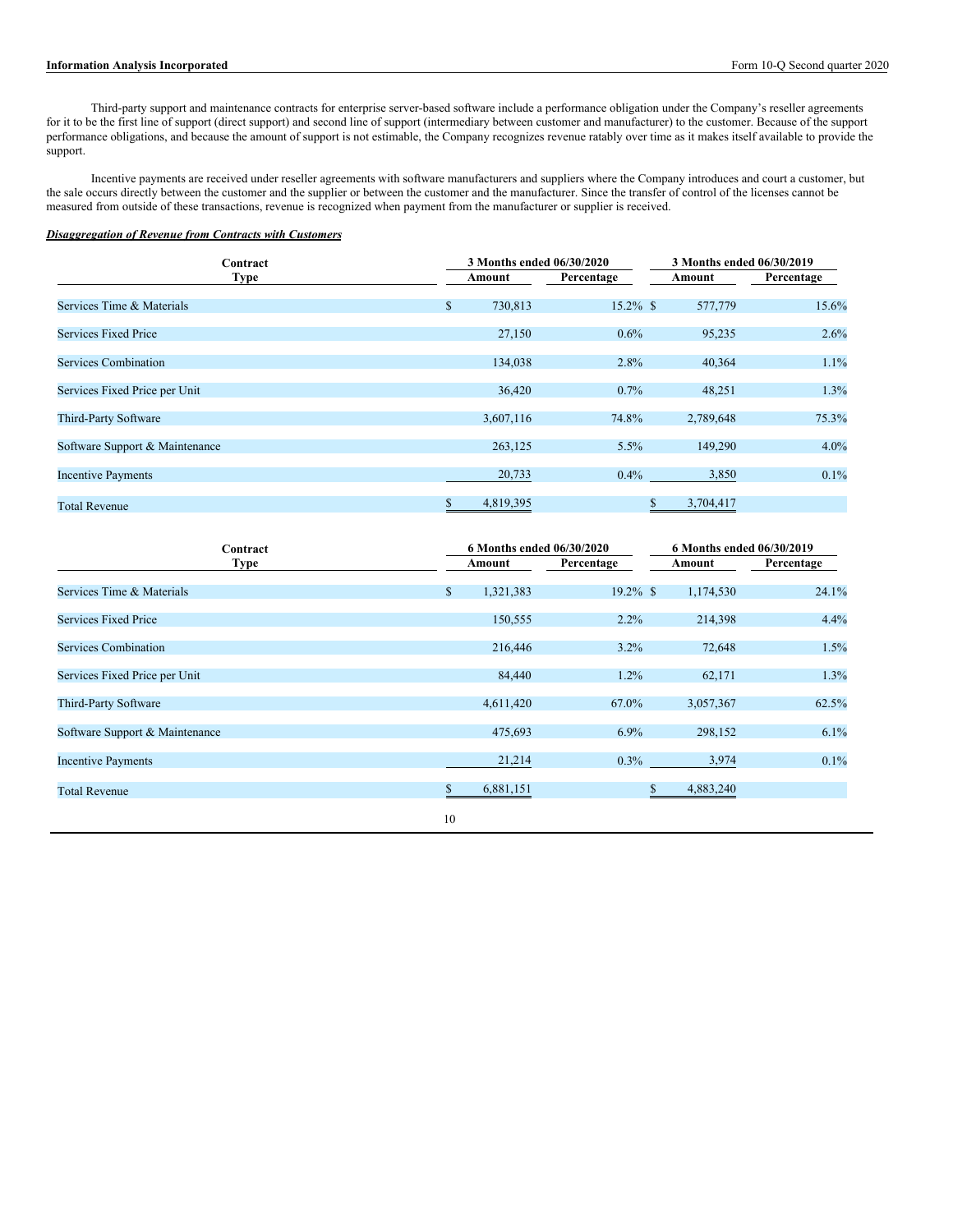Third-party support and maintenance contracts for enterprise server-based software include a performance obligation under the Company's reseller agreements for it to be the first line of support (direct support) and second line of support (intermediary between customer and manufacturer) to the customer. Because of the support performance obligations, and because the amount of support is not estimable, the Company recognizes revenue ratably over time as it makes itself available to provide the support.

Incentive payments are received under reseller agreements with software manufacturers and suppliers where the Company introduces and court a customer, but the sale occurs directly between the customer and the supplier or between the customer and the manufacturer. Since the transfer of control of the licenses cannot be measured from outside of these transactions, revenue is recognized when payment from the manufacturer or supplier is received.

***Disaggregation of Revenue from Contracts with Customers***

| Contract Type | 3 Months ended 06/30/2020 | | 3 Months ended 06/30/2019 | |
|---|---|---|---|---|
| | Amount | Percentage | Amount | Percentage |
| Services Time & Materials | $ 730,813 | 15.2% | $ 577,779 | 15.6% |
| Services Fixed Price | 27,150 | 0.6% | 95,235 | 2.6% |
| Services Combination | 134,038 | 2.8% | 40,364 | 1.1% |
| Services Fixed Price per Unit | 36,420 | 0.7% | 48,251 | 1.3% |
| Third-Party Software | 3,607,116 | 74.8% | 2,789,648 | 75.3% |
| Software Support & Maintenance | 263,125 | 5.5% | 149,290 | 4.0% |
| Incentive Payments | 20,733 | 0.4% | 3,850 | 0.1% |
| Total Revenue | $ 4,819,395 | | $ 3,704,417 | |

| Contract Type | 6 Months ended 06/30/2020 | | 6 Months ended 06/30/2019 | |
|---|---|---|---|---|
| | Amount | Percentage | Amount | Percentage |
| Services Time & Materials | $ 1,321,383 | 19.2% | $ 1,174,530 | 24.1% |
| Services Fixed Price | 150,555 | 2.2% | 214,398 | 4.4% |
| Services Combination | 216,446 | 3.2% | 72,648 | 1.5% |
| Services Fixed Price per Unit | 84,440 | 1.2% | 62,171 | 1.3% |
| Third-Party Software | 4,611,420 | 67.0% | 3,057,367 | 62.5% |
| Software Support & Maintenance | 475,693 | 6.9% | 298,152 | 6.1% |
| Incentive Payments | 21,214 | 0.3% | 3,974 | 0.1% |
| Total Revenue | $ 6,881,151 | | $ 4,883,240 | |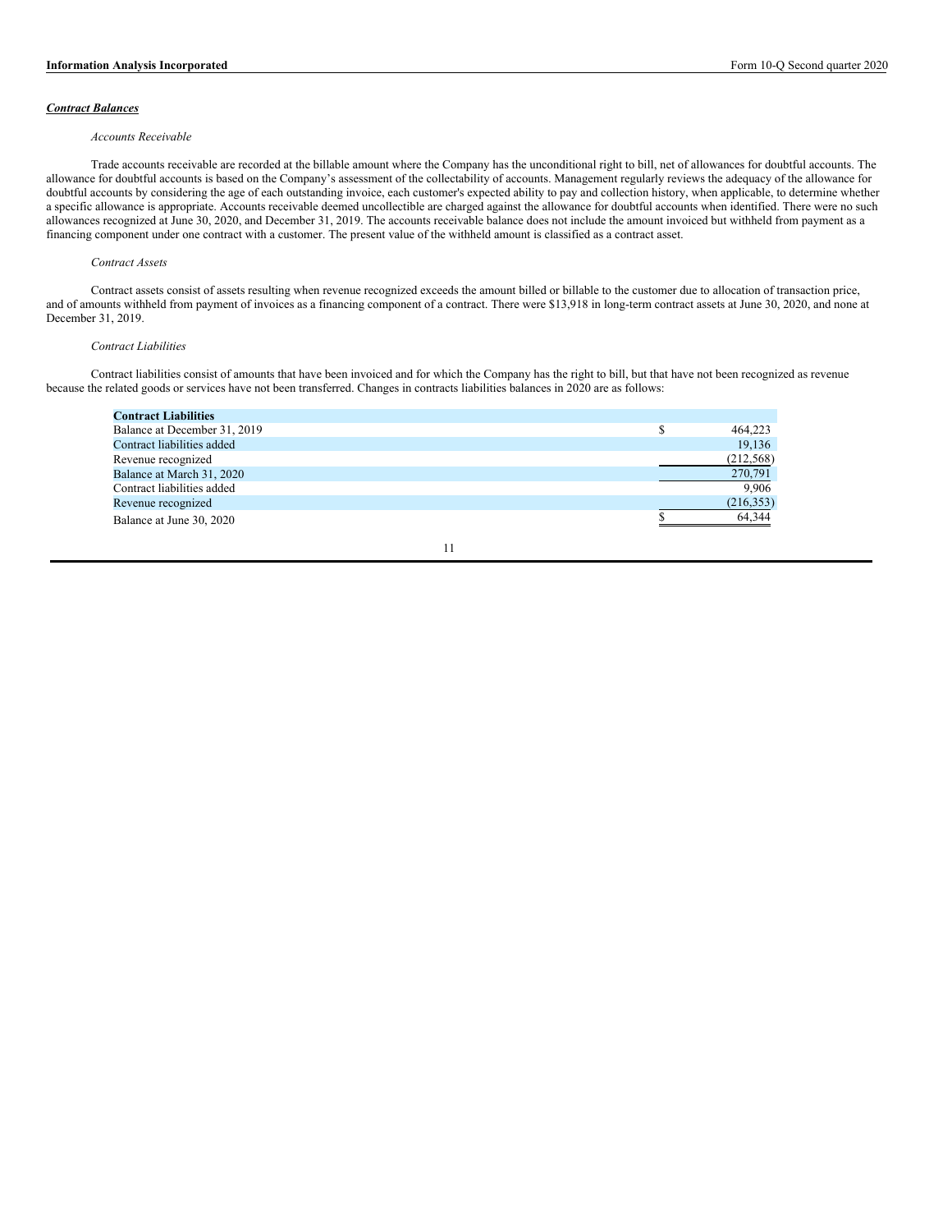***Contract Balances***

*Accounts Receivable*

Trade accounts receivable are recorded at the billable amount where the Company has the unconditional right to bill, net of allowances for doubtful accounts. The allowance for doubtful accounts is based on the Company's assessment of the collectability of accounts. Management regularly reviews the adequacy of the allowance for doubtful accounts by considering the age of each outstanding invoice, each customer's expected ability to pay and collection history, when applicable, to determine whether a specific allowance is appropriate. Accounts receivable deemed uncollectible are charged against the allowance for doubtful accounts when identified. There were no such allowances recognized at June 30, 2020, and December 31, 2019. The accounts receivable balance does not include the amount invoiced but withheld from payment as a financing component under one contract with a customer. The present value of the withheld amount is classified as a contract asset.

*Contract Assets*

Contract assets consist of assets resulting when revenue recognized exceeds the amount billed or billable to the customer due to allocation of transaction price, and of amounts withheld from payment of invoices as a financing component of a contract. There were $13,918 in long-term contract assets at June 30, 2020, and none at December 31, 2019.

*Contract Liabilities*

Contract liabilities consist of amounts that have been invoiced and for which the Company has the right to bill, but that have not been recognized as revenue because the related goods or services have not been transferred. Changes in contracts liabilities balances in 2020 are as follows:

| **Contract Liabilities** | |
|---|---|
| Balance at December 31, 2019 | $ 464,223 |
| Contract liabilities added | 19,136 |
| Revenue recognized | (212,568) |
| Balance at March 31, 2020 | 270,791 |
| Contract liabilities added | 9,906 |
| Revenue recognized | (216,353) |
| Balance at June 30, 2020 | $ 64,344 |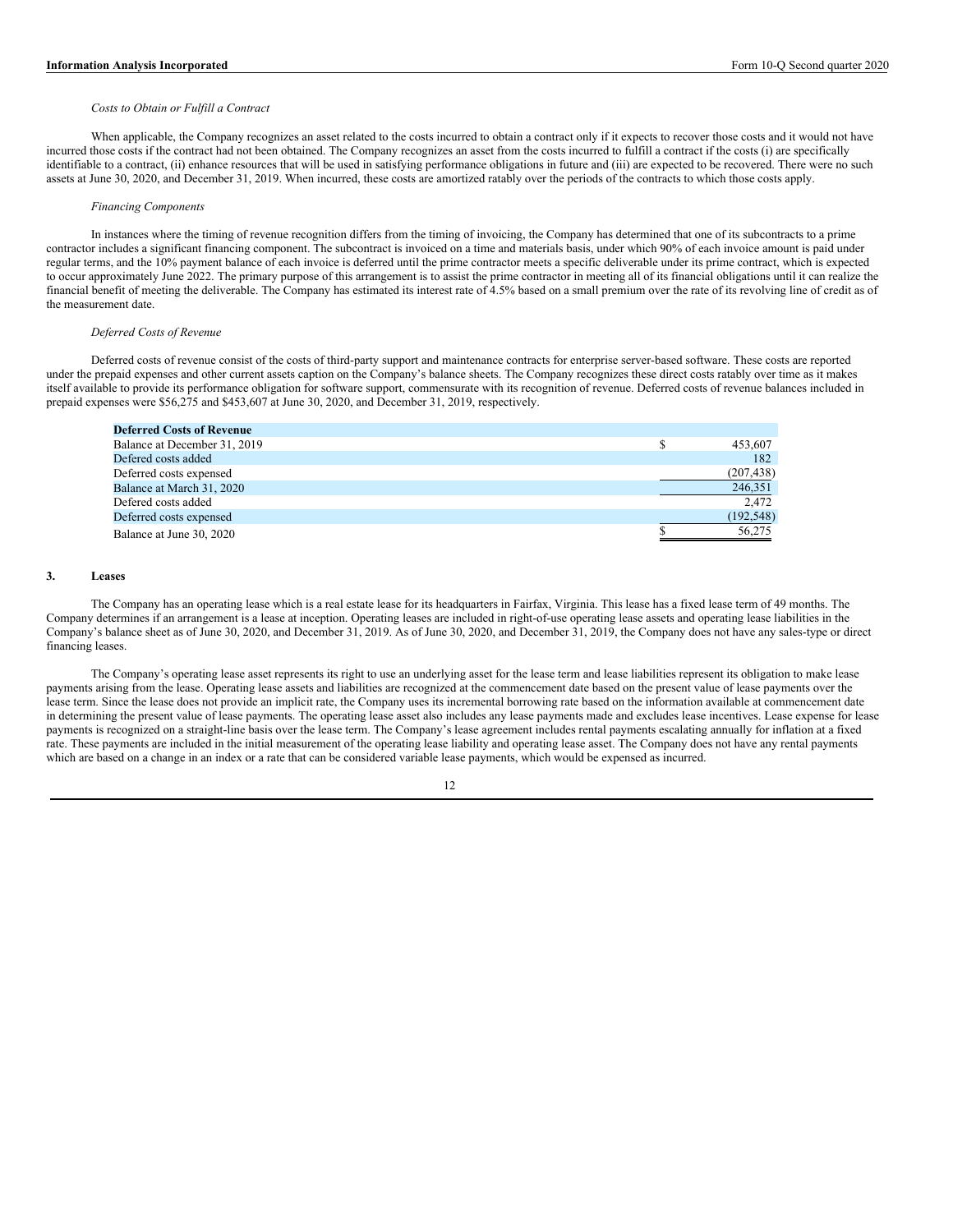*Costs to Obtain or Fulfill a Contract*

When applicable, the Company recognizes an asset related to the costs incurred to obtain a contract only if it expects to recover those costs and it would not have incurred those costs if the contract had not been obtained. The Company recognizes an asset from the costs incurred to fulfill a contract if the costs (i) are specifically identifiable to a contract, (ii) enhance resources that will be used in satisfying performance obligations in future and (iii) are expected to be recovered. There were no such assets at June 30, 2020, and December 31, 2019. When incurred, these costs are amortized ratably over the periods of the contracts to which those costs apply.

*Financing Components*

In instances where the timing of revenue recognition differs from the timing of invoicing, the Company has determined that one of its subcontracts to a prime contractor includes a significant financing component. The subcontract is invoiced on a time and materials basis, under which 90% of each invoice amount is paid under regular terms, and the 10% payment balance of each invoice is deferred until the prime contractor meets a specific deliverable under its prime contract, which is expected to occur approximately June 2022. The primary purpose of this arrangement is to assist the prime contractor in meeting all of its financial obligations until it can realize the financial benefit of meeting the deliverable. The Company has estimated its interest rate of 4.5% based on a small premium over the rate of its revolving line of credit as of the measurement date.

*Deferred Costs of Revenue*

Deferred costs of revenue consist of the costs of third-party support and maintenance contracts for enterprise server-based software. These costs are reported under the prepaid expenses and other current assets caption on the Company's balance sheets. The Company recognizes these direct costs ratably over time as it makes itself available to provide its performance obligation for software support, commensurate with its recognition of revenue. Deferred costs of revenue balances included in prepaid expenses were $56,275 and $453,607 at June 30, 2020, and December 31, 2019, respectively.

| **Deferred Costs of Revenue** | | |
|---|---|---|
| Balance at December 31, 2019 | $ | 453,607 |
| Defered costs added | | 182 |
| Deferred costs expensed | | (207,438) |
| Balance at March 31, 2020 | | 246,351 |
| Defered costs added | | 2,472 |
| Deferred costs expensed | | (192,548) |
| Balance at June 30, 2020 | $ | 56,275 |

## 3. Leases

The Company has an operating lease which is a real estate lease for its headquarters in Fairfax, Virginia. This lease has a fixed lease term of 49 months. The Company determines if an arrangement is a lease at inception. Operating leases are included in right-of-use operating lease assets and operating lease liabilities in the Company's balance sheet as of June 30, 2020, and December 31, 2019. As of June 30, 2020, and December 31, 2019, the Company does not have any sales-type or direct financing leases.

The Company's operating lease asset represents its right to use an underlying asset for the lease term and lease liabilities represent its obligation to make lease payments arising from the lease. Operating lease assets and liabilities are recognized at the commencement date based on the present value of lease payments over the lease term. Since the lease does not provide an implicit rate, the Company uses its incremental borrowing rate based on the information available at commencement date in determining the present value of lease payments. The operating lease asset also includes any lease payments made and excludes lease incentives. Lease expense for lease payments is recognized on a straight-line basis over the lease term. The Company's lease agreement includes rental payments escalating annually for inflation at a fixed rate. These payments are included in the initial measurement of the operating lease liability and operating lease asset. The Company does not have any rental payments which are based on a change in an index or a rate that can be considered variable lease payments, which would be expensed as incurred.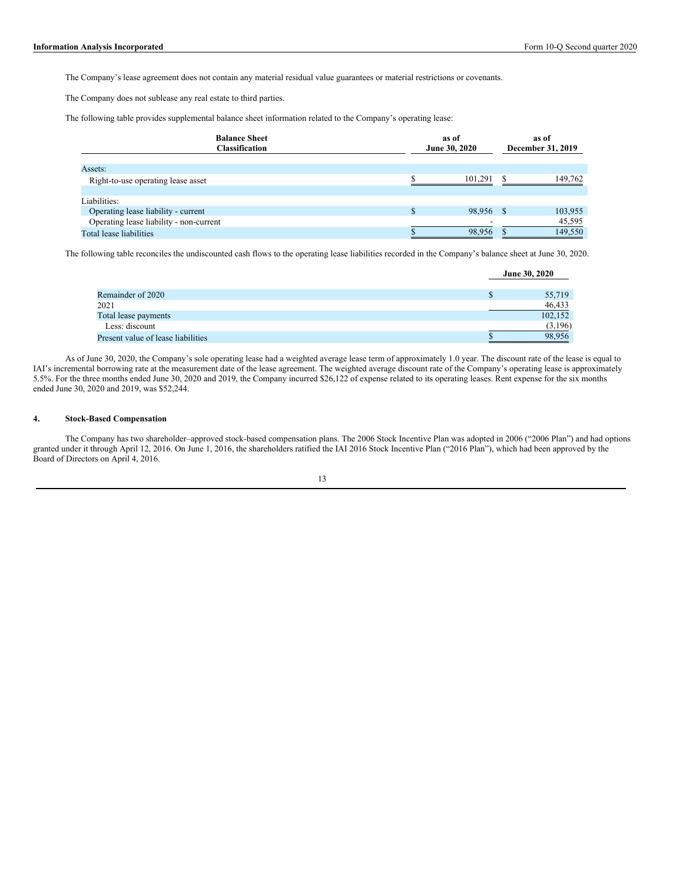The Company's lease agreement does not contain any material residual value guarantees or material restrictions or covenants.

The Company does not sublease any real estate to third parties.

The following table provides supplemental balance sheet information related to the Company's operating lease:

| Balance Sheet Classification | as of June 30, 2020 | as of December 31, 2019 |
|---|---|---|
| Assets: | | |
| Right-to-use operating lease asset | $ 101,291 | $ 149,762 |
| Liabilities: | | |
| Operating lease liability - current | $ 98,956 | $ 103,955 |
| Operating lease liability - non-current | - | 45,595 |
| Total lease liabilities | $ 98,956 | $ 149,550 |

The following table reconciles the undiscounted cash flows to the operating lease liabilities recorded in the Company's balance sheet at June 30, 2020.

| | June 30, 2020 |
|---|---|
| Remainder of 2020 | $ 55,719 |
| 2021 | 46,433 |
| Total lease payments | 102,152 |
| Less: discount | (3,196) |
| Present value of lease liabilities | $ 98,956 |

As of June 30, 2020, the Company's sole operating lease had a weighted average lease term of approximately 1.0 year. The discount rate of the lease is equal to IAI's incremental borrowing rate at the measurement date of the lease agreement. The weighted average discount rate of the Company's operating lease is approximately 5.5%. For the three months ended June 30, 2020 and 2019, the Company incurred $26,122 of expense related to its operating leases. Rent expense for the six months ended June 30, 2020 and 2019, was $52,244.

## 4. Stock-Based Compensation

The Company has two shareholder–approved stock-based compensation plans. The 2006 Stock Incentive Plan was adopted in 2006 ("2006 Plan") and had options granted under it through April 12, 2016. On June 1, 2016, the shareholders ratified the IAI 2016 Stock Incentive Plan ("2016 Plan"), which had been approved by the Board of Directors on April 4, 2016.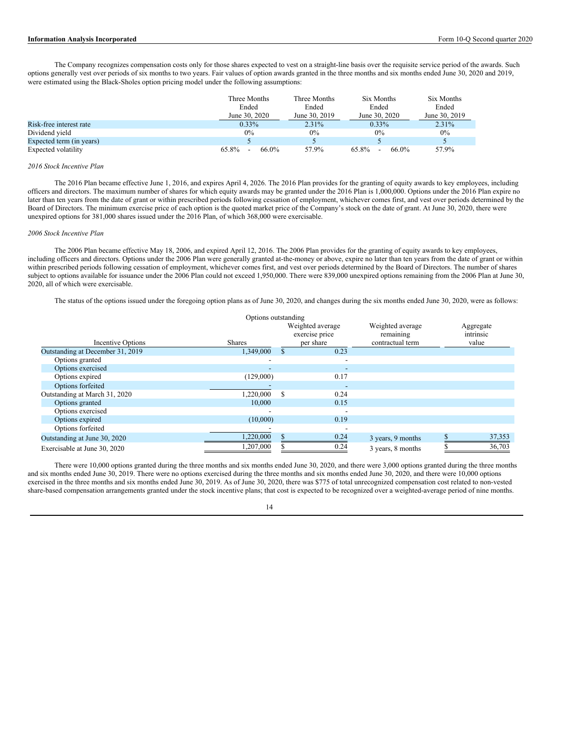The Company recognizes compensation costs only for those shares expected to vest on a straight-line basis over the requisite service period of the awards. Such options generally vest over periods of six months to two years. Fair values of option awards granted in the three months and six months ended June 30, 2020 and 2019, were estimated using the Black-Sholes option pricing model under the following assumptions:

| | Three Months Ended June 30, 2020 | Three Months Ended June 30, 2019 | Six Months Ended June 30, 2020 | Six Months Ended June 30, 2019 |
|---|---|---|---|---|
| Risk-free interest rate | 0.33% | 2.31% | 0.33% | 2.31% |
| Dividend yield | 0% | 0% | 0% | 0% |
| Expected term (in years) | 5 | 5 | 5 | 5 |
| Expected volatility | 65.8% - 66.0% | 57.9% | 65.8% - 66.0% | 57.9% |

*2016 Stock Incentive Plan*

The 2016 Plan became effective June 1, 2016, and expires April 4, 2026. The 2016 Plan provides for the granting of equity awards to key employees, including officers and directors. The maximum number of shares for which equity awards may be granted under the 2016 Plan is 1,000,000. Options under the 2016 Plan expire no later than ten years from the date of grant or within prescribed periods following cessation of employment, whichever comes first, and vest over periods determined by the Board of Directors. The minimum exercise price of each option is the quoted market price of the Company's stock on the date of grant. At June 30, 2020, there were unexpired options for 381,000 shares issued under the 2016 Plan, of which 368,000 were exercisable.

*2006 Stock Incentive Plan*

The 2006 Plan became effective May 18, 2006, and expired April 12, 2016. The 2006 Plan provides for the granting of equity awards to key employees, including officers and directors. Options under the 2006 Plan were generally granted at-the-money or above, expire no later than ten years from the date of grant or within prescribed periods following cessation of employment, whichever comes first, and vest over periods determined by the Board of Directors. The number of shares subject to options available for issuance under the 2006 Plan could not exceed 1,950,000. There were 839,000 unexpired options remaining from the 2006 Plan at June 30, 2020, all of which were exercisable.

The status of the options issued under the foregoing option plans as of June 30, 2020, and changes during the six months ended June 30, 2020, were as follows:

| | Options outstanding | | | |
|---|---|---|---|---|
| Incentive Options | Shares | Weighted average exercise price per share | Weighted average remaining contractual term | Aggregate intrinsic value |
| Outstanding at December 31, 2019 | 1,349,000 | $ 0.23 | | |
| Options granted | - | - | | |
| Options exercised | - | - | | |
| Options expired | (129,000) | 0.17 | | |
| Options forfeited | - | - | | |
| Outstanding at March 31, 2020 | 1,220,000 | $ 0.24 | | |
| Options granted | 10,000 | 0.15 | | |
| Options exercised | - | - | | |
| Options expired | (10,000) | 0.19 | | |
| Options forfeited | - | - | | |
| Outstanding at June 30, 2020 | 1,220,000 | $ 0.24 | 3 years, 9 months | $ 37,353 |
| Exercisable at June 30, 2020 | 1,207,000 | $ 0.24 | 3 years, 8 months | $ 36,703 |

There were 10,000 options granted during the three months and six months ended June 30, 2020, and there were 3,000 options granted during the three months and six months ended June 30, 2019. There were no options exercised during the three months and six months ended June 30, 2020, and there were 10,000 options exercised in the three months and six months ended June 30, 2019. As of June 30, 2020, there was $775 of total unrecognized compensation cost related to non-vested share-based compensation arrangements granted under the stock incentive plans; that cost is expected to be recognized over a weighted-average period of nine months.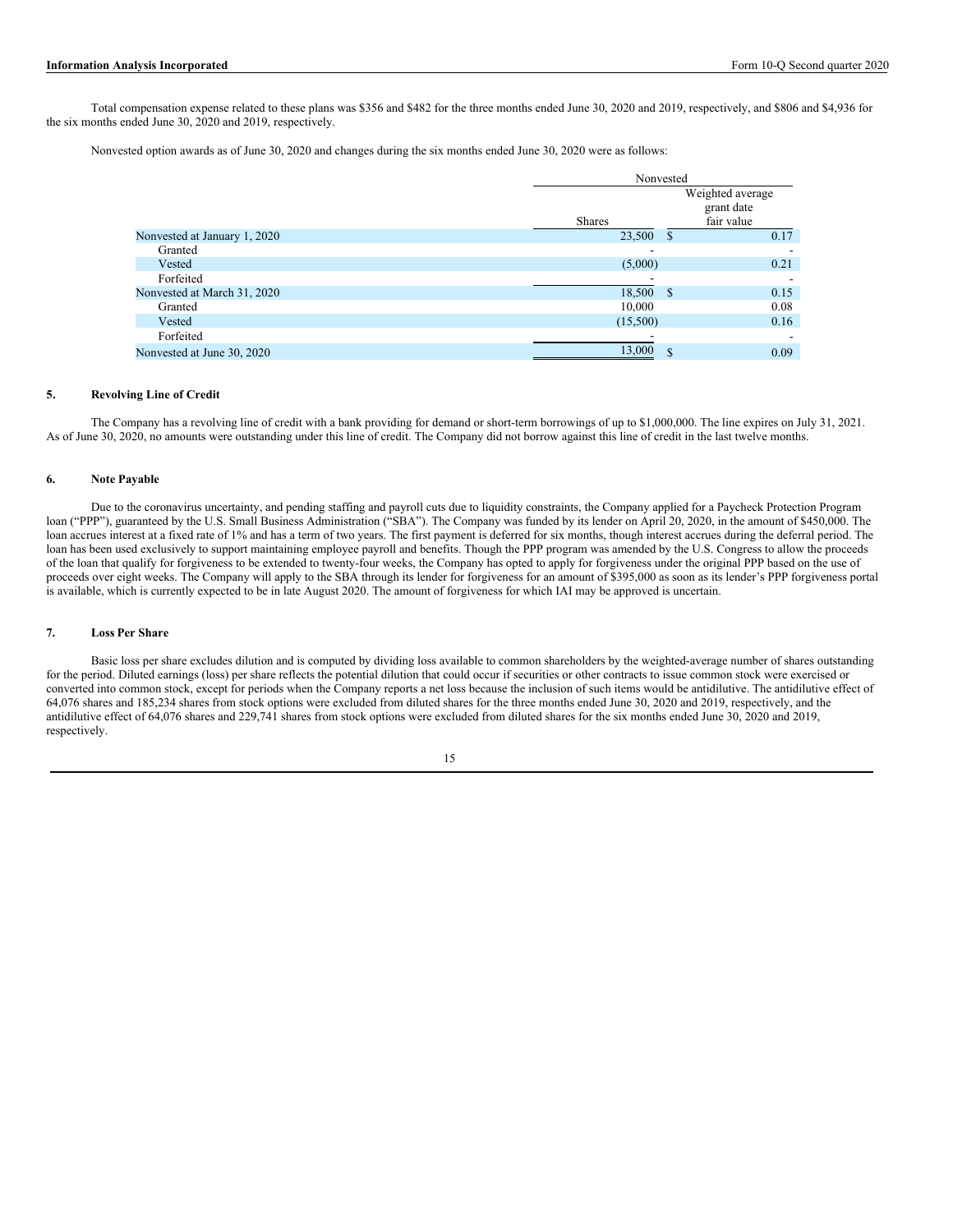Total compensation expense related to these plans was $356 and $482 for the three months ended June 30, 2020 and 2019, respectively, and $806 and $4,936 for the six months ended June 30, 2020 and 2019, respectively.

Nonvested option awards as of June 30, 2020 and changes during the six months ended June 30, 2020 were as follows:

| | Nonvested | |
|---|---|---|
| | Shares | Weighted average grant date fair value |
| Nonvested at January 1, 2020 | 23,500 | $ 0.17 |
| Granted | - | - |
| Vested | (5,000) | 0.21 |
| Forfeited | - | - |
| Nonvested at March 31, 2020 | 18,500 | $ 0.15 |
| Granted | 10,000 | 0.08 |
| Vested | (15,500) | 0.16 |
| Forfeited | - | - |
| Nonvested at June 30, 2020 | 13,000 | $ 0.09 |

## 5. Revolving Line of Credit

The Company has a revolving line of credit with a bank providing for demand or short-term borrowings of up to $1,000,000. The line expires on July 31, 2021. As of June 30, 2020, no amounts were outstanding under this line of credit. The Company did not borrow against this line of credit in the last twelve months.

## 6. Note Payable

Due to the coronavirus uncertainty, and pending staffing and payroll cuts due to liquidity constraints, the Company applied for a Paycheck Protection Program loan ("PPP"), guaranteed by the U.S. Small Business Administration ("SBA"). The Company was funded by its lender on April 20, 2020, in the amount of $450,000. The loan accrues interest at a fixed rate of 1% and has a term of two years. The first payment is deferred for six months, though interest accrues during the deferral period. The loan has been used exclusively to support maintaining employee payroll and benefits. Though the PPP program was amended by the U.S. Congress to allow the proceeds of the loan that qualify for forgiveness to be extended to twenty-four weeks, the Company has opted to apply for forgiveness under the original PPP based on the use of proceeds over eight weeks. The Company will apply to the SBA through its lender for forgiveness for an amount of $395,000 as soon as its lender's PPP forgiveness portal is available, which is currently expected to be in late August 2020. The amount of forgiveness for which IAI may be approved is uncertain.

## 7. Loss Per Share

Basic loss per share excludes dilution and is computed by dividing loss available to common shareholders by the weighted-average number of shares outstanding for the period. Diluted earnings (loss) per share reflects the potential dilution that could occur if securities or other contracts to issue common stock were exercised or converted into common stock, except for periods when the Company reports a net loss because the inclusion of such items would be antidilutive. The antidilutive effect of 64,076 shares and 185,234 shares from stock options were excluded from diluted shares for the three months ended June 30, 2020 and 2019, respectively, and the antidilutive effect of 64,076 shares and 229,741 shares from stock options were excluded from diluted shares for the six months ended June 30, 2020 and 2019, respectively.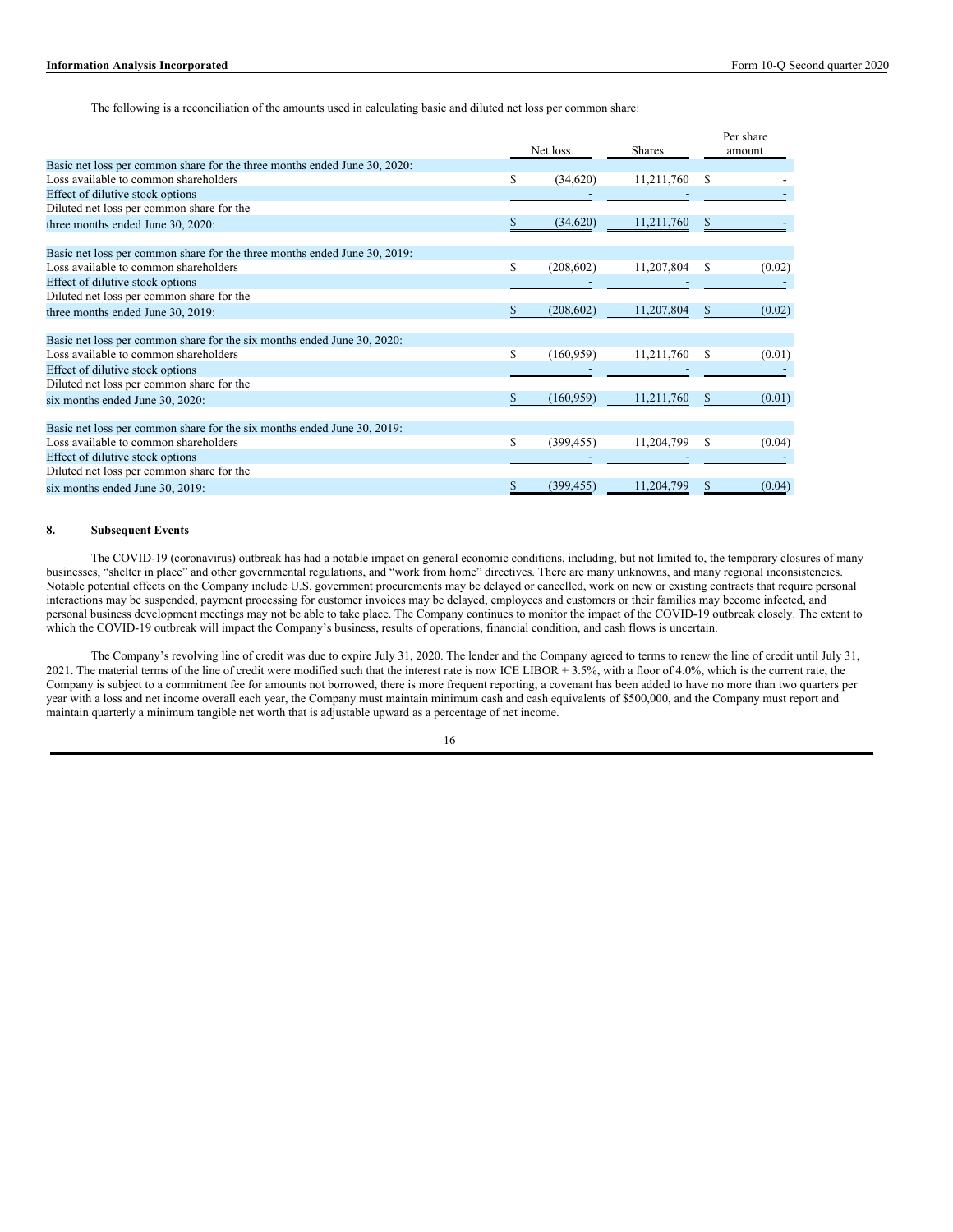The following is a reconciliation of the amounts used in calculating basic and diluted net loss per common share:

| | Net loss | Shares | Per share amount |
|---|---|---|---|
| Basic net loss per common share for the three months ended June 30, 2020: | | | |
| Loss available to common shareholders | $ (34,620) | 11,211,760 | $ - |
| Effect of dilutive stock options | - | - | - |
| Diluted net loss per common share for the three months ended June 30, 2020: | $ (34,620) | 11,211,760 | $ - |
| | | | |
| Basic net loss per common share for the three months ended June 30, 2019: | | | |
| Loss available to common shareholders | $ (208,602) | 11,207,804 | $ (0.02) |
| Effect of dilutive stock options | - | - | - |
| Diluted net loss per common share for the three months ended June 30, 2019: | $ (208,602) | 11,207,804 | $ (0.02) |
| | | | |
| Basic net loss per common share for the six months ended June 30, 2020: | | | |
| Loss available to common shareholders | $ (160,959) | 11,211,760 | $ (0.01) |
| Effect of dilutive stock options | - | - | - |
| Diluted net loss per common share for the six months ended June 30, 2020: | $ (160,959) | 11,211,760 | $ (0.01) |
| | | | |
| Basic net loss per common share for the six months ended June 30, 2019: | | | |
| Loss available to common shareholders | $ (399,455) | 11,204,799 | $ (0.04) |
| Effect of dilutive stock options | - | - | - |
| Diluted net loss per common share for the six months ended June 30, 2019: | $ (399,455) | 11,204,799 | $ (0.04) |

## 8. Subsequent Events

The COVID-19 (coronavirus) outbreak has had a notable impact on general economic conditions, including, but not limited to, the temporary closures of many businesses, "shelter in place" and other governmental regulations, and "work from home" directives. There are many unknowns, and many regional inconsistencies. Notable potential effects on the Company include U.S. government procurements may be delayed or cancelled, work on new or existing contracts that require personal interactions may be suspended, payment processing for customer invoices may be delayed, employees and customers or their families may become infected, and personal business development meetings may not be able to take place. The Company continues to monitor the impact of the COVID-19 outbreak closely. The extent to which the COVID-19 outbreak will impact the Company's business, results of operations, financial condition, and cash flows is uncertain.

The Company's revolving line of credit was due to expire July 31, 2020. The lender and the Company agreed to terms to renew the line of credit until July 31, 2021. The material terms of the line of credit were modified such that the interest rate is now ICE LIBOR + 3.5%, with a floor of 4.0%, which is the current rate, the Company is subject to a commitment fee for amounts not borrowed, there is more frequent reporting, a covenant has been added to have no more than two quarters per year with a loss and net income overall each year, the Company must maintain minimum cash and cash equivalents of $500,000, and the Company must report and maintain quarterly a minimum tangible net worth that is adjustable upward as a percentage of net income.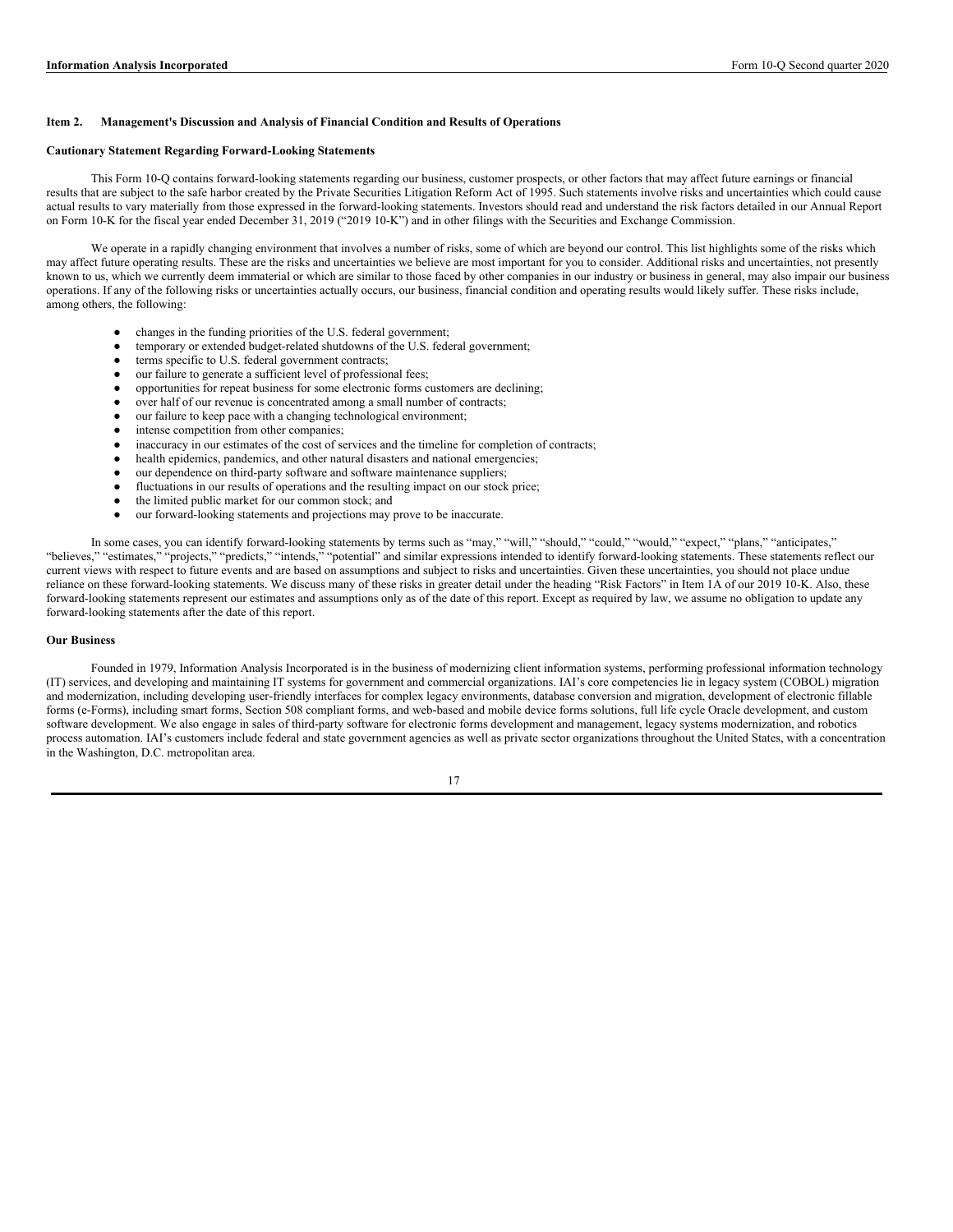## Item 2. Management's Discussion and Analysis of Financial Condition and Results of Operations

### Cautionary Statement Regarding Forward-Looking Statements

This Form 10-Q contains forward-looking statements regarding our business, customer prospects, or other factors that may affect future earnings or financial results that are subject to the safe harbor created by the Private Securities Litigation Reform Act of 1995. Such statements involve risks and uncertainties which could cause actual results to vary materially from those expressed in the forward-looking statements. Investors should read and understand the risk factors detailed in our Annual Report on Form 10-K for the fiscal year ended December 31, 2019 ("2019 10-K") and in other filings with the Securities and Exchange Commission.

We operate in a rapidly changing environment that involves a number of risks, some of which are beyond our control. This list highlights some of the risks which may affect future operating results. These are the risks and uncertainties we believe are most important for you to consider. Additional risks and uncertainties, not presently known to us, which we currently deem immaterial or which are similar to those faced by other companies in our industry or business in general, may also impair our business operations. If any of the following risks or uncertainties actually occurs, our business, financial condition and operating results would likely suffer. These risks include, among others, the following:

- changes in the funding priorities of the U.S. federal government;
- temporary or extended budget-related shutdowns of the U.S. federal government;
- terms specific to U.S. federal government contracts;
- our failure to generate a sufficient level of professional fees;
- opportunities for repeat business for some electronic forms customers are declining;
- over half of our revenue is concentrated among a small number of contracts;
- our failure to keep pace with a changing technological environment;
- intense competition from other companies;
- inaccuracy in our estimates of the cost of services and the timeline for completion of contracts;
- health epidemics, pandemics, and other natural disasters and national emergencies;
- our dependence on third-party software and software maintenance suppliers;
- fluctuations in our results of operations and the resulting impact on our stock price;
- the limited public market for our common stock; and
- our forward-looking statements and projections may prove to be inaccurate.

In some cases, you can identify forward-looking statements by terms such as "may," "will," "should," "could," "would," "expect," "plans," "anticipates," "believes," "estimates," "projects," "predicts," "intends," "potential" and similar expressions intended to identify forward-looking statements. These statements reflect our current views with respect to future events and are based on assumptions and subject to risks and uncertainties. Given these uncertainties, you should not place undue reliance on these forward-looking statements. We discuss many of these risks in greater detail under the heading "Risk Factors" in Item 1A of our 2019 10-K. Also, these forward-looking statements represent our estimates and assumptions only as of the date of this report. Except as required by law, we assume no obligation to update any forward-looking statements after the date of this report.

### Our Business

Founded in 1979, Information Analysis Incorporated is in the business of modernizing client information systems, performing professional information technology (IT) services, and developing and maintaining IT systems for government and commercial organizations. IAI's core competencies lie in legacy system (COBOL) migration and modernization, including developing user-friendly interfaces for complex legacy environments, database conversion and migration, development of electronic fillable forms (e-Forms), including smart forms, Section 508 compliant forms, and web-based and mobile device forms solutions, full life cycle Oracle development, and custom software development. We also engage in sales of third-party software for electronic forms development and management, legacy systems modernization, and robotics process automation. IAI's customers include federal and state government agencies as well as private sector organizations throughout the United States, with a concentration in the Washington, D.C. metropolitan area.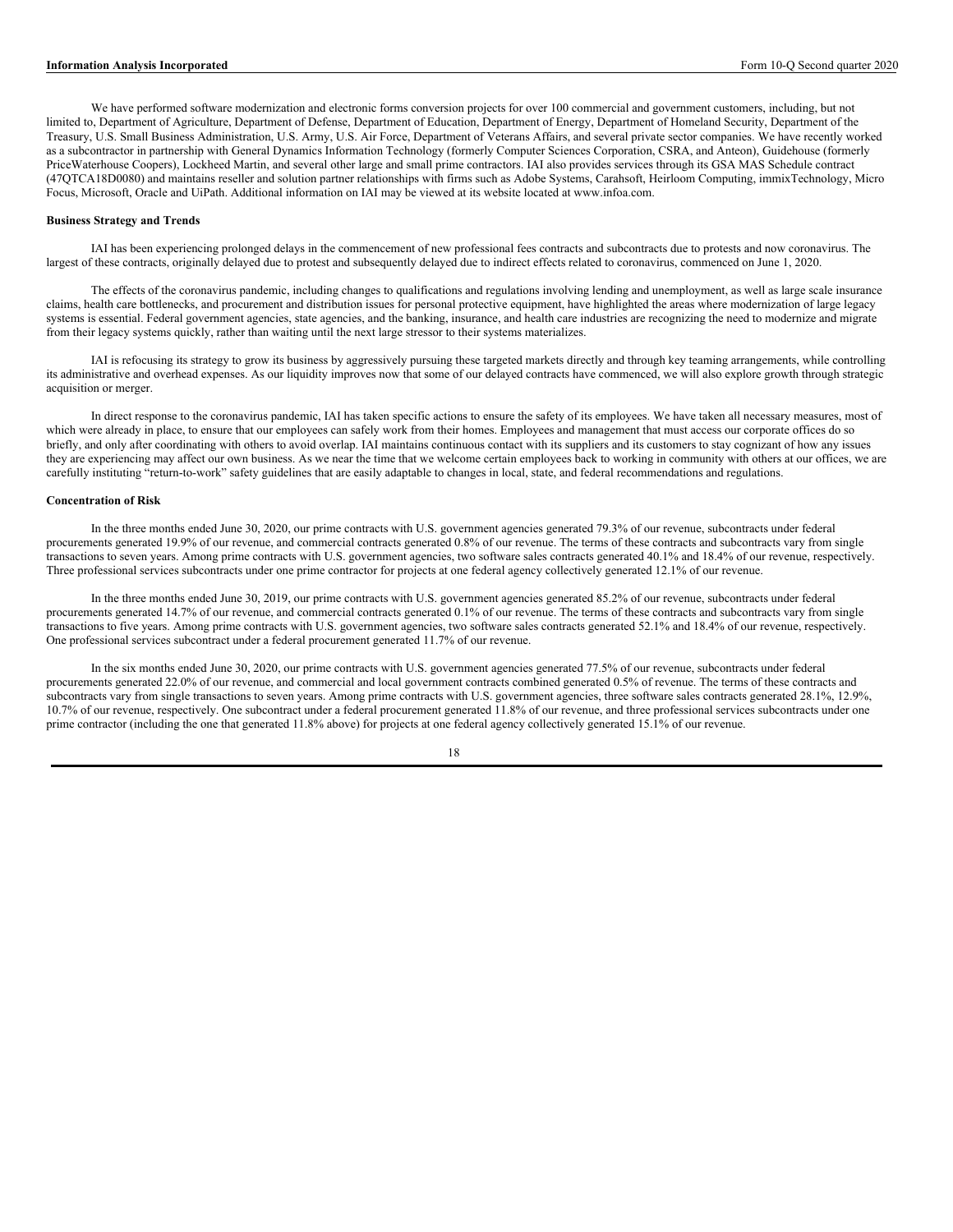We have performed software modernization and electronic forms conversion projects for over 100 commercial and government customers, including, but not limited to, Department of Agriculture, Department of Defense, Department of Education, Department of Energy, Department of Homeland Security, Department of the Treasury, U.S. Small Business Administration, U.S. Army, U.S. Air Force, Department of Veterans Affairs, and several private sector companies. We have recently worked as a subcontractor in partnership with General Dynamics Information Technology (formerly Computer Sciences Corporation, CSRA, and Anteon), Guidehouse (formerly PriceWaterhouse Coopers), Lockheed Martin, and several other large and small prime contractors. IAI also provides services through its GSA MAS Schedule contract (47QTCA18D0080) and maintains reseller and solution partner relationships with firms such as Adobe Systems, Carahsoft, Heirloom Computing, immixTechnology, Micro Focus, Microsoft, Oracle and UiPath. Additional information on IAI may be viewed at its website located at www.infoa.com.

**Business Strategy and Trends**

IAI has been experiencing prolonged delays in the commencement of new professional fees contracts and subcontracts due to protests and now coronavirus. The largest of these contracts, originally delayed due to protest and subsequently delayed due to indirect effects related to coronavirus, commenced on June 1, 2020.

The effects of the coronavirus pandemic, including changes to qualifications and regulations involving lending and unemployment, as well as large scale insurance claims, health care bottlenecks, and procurement and distribution issues for personal protective equipment, have highlighted the areas where modernization of large legacy systems is essential. Federal government agencies, state agencies, and the banking, insurance, and health care industries are recognizing the need to modernize and migrate from their legacy systems quickly, rather than waiting until the next large stressor to their systems materializes.

IAI is refocusing its strategy to grow its business by aggressively pursuing these targeted markets directly and through key teaming arrangements, while controlling its administrative and overhead expenses. As our liquidity improves now that some of our delayed contracts have commenced, we will also explore growth through strategic acquisition or merger.

In direct response to the coronavirus pandemic, IAI has taken specific actions to ensure the safety of its employees. We have taken all necessary measures, most of which were already in place, to ensure that our employees can safely work from their homes. Employees and management that must access our corporate offices do so briefly, and only after coordinating with others to avoid overlap. IAI maintains continuous contact with its suppliers and its customers to stay cognizant of how any issues they are experiencing may affect our own business. As we near the time that we welcome certain employees back to working in community with others at our offices, we are carefully instituting "return-to-work" safety guidelines that are easily adaptable to changes in local, state, and federal recommendations and regulations.

**Concentration of Risk**

In the three months ended June 30, 2020, our prime contracts with U.S. government agencies generated 79.3% of our revenue, subcontracts under federal procurements generated 19.9% of our revenue, and commercial contracts generated 0.8% of our revenue. The terms of these contracts and subcontracts vary from single transactions to seven years. Among prime contracts with U.S. government agencies, two software sales contracts generated 40.1% and 18.4% of our revenue, respectively. Three professional services subcontracts under one prime contractor for projects at one federal agency collectively generated 12.1% of our revenue.

In the three months ended June 30, 2019, our prime contracts with U.S. government agencies generated 85.2% of our revenue, subcontracts under federal procurements generated 14.7% of our revenue, and commercial contracts generated 0.1% of our revenue. The terms of these contracts and subcontracts vary from single transactions to five years. Among prime contracts with U.S. government agencies, two software sales contracts generated 52.1% and 18.4% of our revenue, respectively. One professional services subcontract under a federal procurement generated 11.7% of our revenue.

In the six months ended June 30, 2020, our prime contracts with U.S. government agencies generated 77.5% of our revenue, subcontracts under federal procurements generated 22.0% of our revenue, and commercial and local government contracts combined generated 0.5% of revenue. The terms of these contracts and subcontracts vary from single transactions to seven years. Among prime contracts with U.S. government agencies, three software sales contracts generated 28.1%, 12.9%, 10.7% of our revenue, respectively. One subcontract under a federal procurement generated 11.8% of our revenue, and three professional services subcontracts under one prime contractor (including the one that generated 11.8% above) for projects at one federal agency collectively generated 15.1% of our revenue.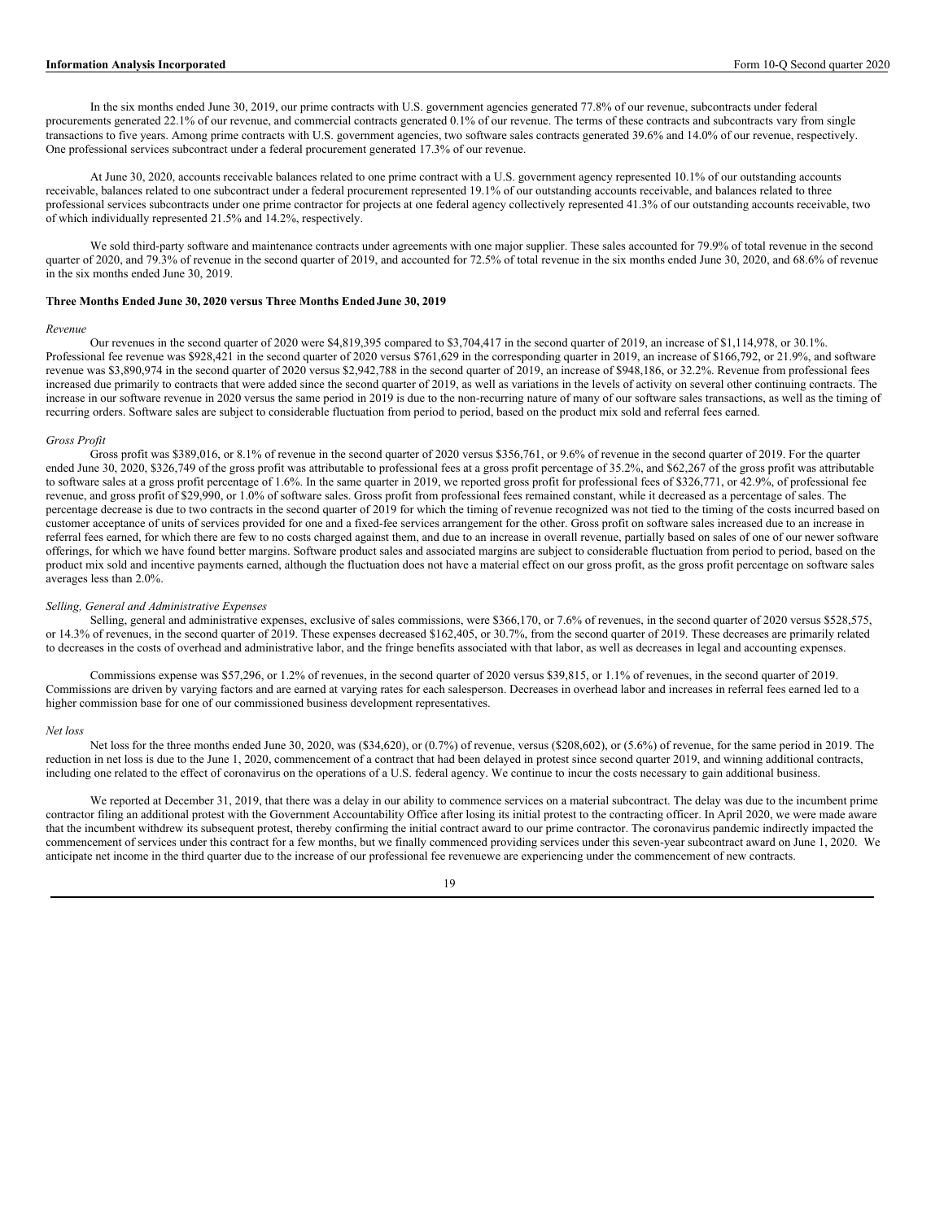In the six months ended June 30, 2019, our prime contracts with U.S. government agencies generated 77.8% of our revenue, subcontracts under federal procurements generated 22.1% of our revenue, and commercial contracts generated 0.1% of our revenue. The terms of these contracts and subcontracts vary from single transactions to five years. Among prime contracts with U.S. government agencies, two software sales contracts generated 39.6% and 14.0% of our revenue, respectively. One professional services subcontract under a federal procurement generated 17.3% of our revenue.

At June 30, 2020, accounts receivable balances related to one prime contract with a U.S. government agency represented 10.1% of our outstanding accounts receivable, balances related to one subcontract under a federal procurement represented 19.1% of our outstanding accounts receivable, and balances related to three professional services subcontracts under one prime contractor for projects at one federal agency collectively represented 41.3% of our outstanding accounts receivable, two of which individually represented 21.5% and 14.2%, respectively.

We sold third-party software and maintenance contracts under agreements with one major supplier. These sales accounted for 79.9% of total revenue in the second quarter of 2020, and 79.3% of revenue in the second quarter of 2019, and accounted for 72.5% of total revenue in the six months ended June 30, 2020, and 68.6% of revenue in the six months ended June 30, 2019.

**Three Months Ended June 30, 2020 versus Three Months Ended June 30, 2019**

*Revenue*

Our revenues in the second quarter of 2020 were $4,819,395 compared to $3,704,417 in the second quarter of 2019, an increase of $1,114,978, or 30.1%. Professional fee revenue was $928,421 in the second quarter of 2020 versus $761,629 in the corresponding quarter in 2019, an increase of $166,792, or 21.9%, and software revenue was $3,890,974 in the second quarter of 2020 versus $2,942,788 in the second quarter of 2019, an increase of $948,186, or 32.2%. Revenue from professional fees increased due primarily to contracts that were added since the second quarter of 2019, as well as variations in the levels of activity on several other continuing contracts. The increase in our software revenue in 2020 versus the same period in 2019 is due to the non-recurring nature of many of our software sales transactions, as well as the timing of recurring orders. Software sales are subject to considerable fluctuation from period to period, based on the product mix sold and referral fees earned.

*Gross Profit*

Gross profit was $389,016, or 8.1% of revenue in the second quarter of 2020 versus $356,761, or 9.6% of revenue in the second quarter of 2019. For the quarter ended June 30, 2020, $326,749 of the gross profit was attributable to professional fees at a gross profit percentage of 35.2%, and $62,267 of the gross profit was attributable to software sales at a gross profit percentage of 1.6%. In the same quarter in 2019, we reported gross profit for professional fees of $326,771, or 42.9%, of professional fee revenue, and gross profit of $29,990, or 1.0% of software sales. Gross profit from professional fees remained constant, while it decreased as a percentage of sales. The percentage decrease is due to two contracts in the second quarter of 2019 for which the timing of revenue recognized was not tied to the timing of the costs incurred based on customer acceptance of units of services provided for one and a fixed-fee services arrangement for the other. Gross profit on software sales increased due to an increase in referral fees earned, for which there are few to no costs charged against them, and due to an increase in overall revenue, partially based on sales of one of our newer software offerings, for which we have found better margins. Software product sales and associated margins are subject to considerable fluctuation from period to period, based on the product mix sold and incentive payments earned, although the fluctuation does not have a material effect on our gross profit, as the gross profit percentage on software sales averages less than 2.0%.

*Selling, General and Administrative Expenses*

Selling, general and administrative expenses, exclusive of sales commissions, were $366,170, or 7.6% of revenues, in the second quarter of 2020 versus $528,575, or 14.3% of revenues, in the second quarter of 2019. These expenses decreased $162,405, or 30.7%, from the second quarter of 2019. These decreases are primarily related to decreases in the costs of overhead and administrative labor, and the fringe benefits associated with that labor, as well as decreases in legal and accounting expenses.

Commissions expense was $57,296, or 1.2% of revenues, in the second quarter of 2020 versus $39,815, or 1.1% of revenues, in the second quarter of 2019. Commissions are driven by varying factors and are earned at varying rates for each salesperson. Decreases in overhead labor and increases in referral fees earned led to a higher commission base for one of our commissioned business development representatives.

*Net loss*

Net loss for the three months ended June 30, 2020, was ($34,620), or (0.7%) of revenue, versus ($208,602), or (5.6%) of revenue, for the same period in 2019. The reduction in net loss is due to the June 1, 2020, commencement of a contract that had been delayed in protest since second quarter 2019, and winning additional contracts, including one related to the effect of coronavirus on the operations of a U.S. federal agency. We continue to incur the costs necessary to gain additional business.

We reported at December 31, 2019, that there was a delay in our ability to commence services on a material subcontract. The delay was due to the incumbent prime contractor filing an additional protest with the Government Accountability Office after losing its initial protest to the contracting officer. In April 2020, we were made aware that the incumbent withdrew its subsequent protest, thereby confirming the initial contract award to our prime contractor. The coronavirus pandemic indirectly impacted the commencement of services under this contract for a few months, but we finally commenced providing services under this seven-year subcontract award on June 1, 2020. We anticipate net income in the third quarter due to the increase of our professional fee revenuewe are experiencing under the commencement of new contracts.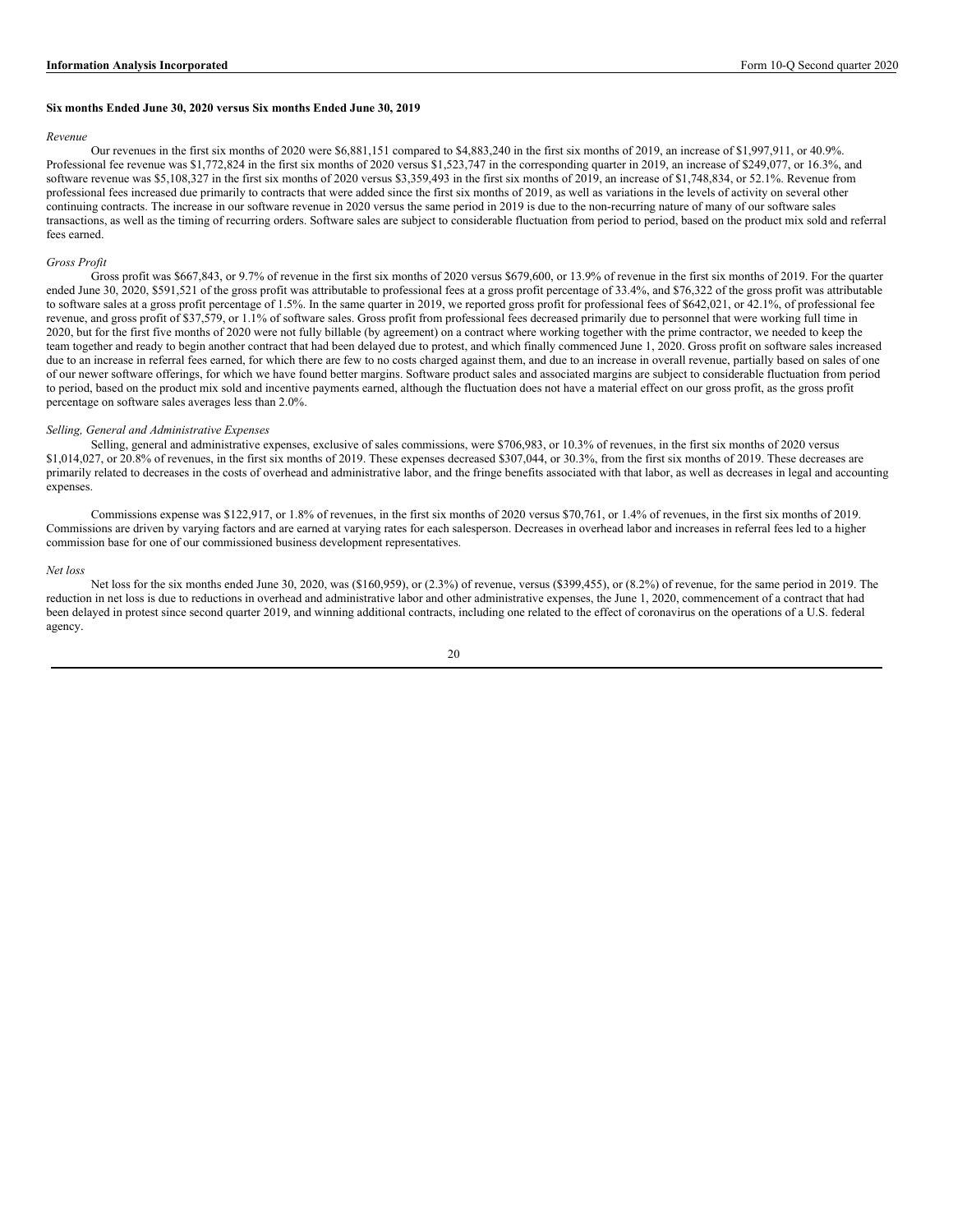**Six months Ended June 30, 2020 versus Six months Ended June 30, 2019**

*Revenue*

Our revenues in the first six months of 2020 were $6,881,151 compared to $4,883,240 in the first six months of 2019, an increase of $1,997,911, or 40.9%. Professional fee revenue was $1,772,824 in the first six months of 2020 versus $1,523,747 in the corresponding quarter in 2019, an increase of $249,077, or 16.3%, and software revenue was $5,108,327 in the first six months of 2020 versus $3,359,493 in the first six months of 2019, an increase of $1,748,834, or 52.1%. Revenue from professional fees increased due primarily to contracts that were added since the first six months of 2019, as well as variations in the levels of activity on several other continuing contracts. The increase in our software revenue in 2020 versus the same period in 2019 is due to the non-recurring nature of many of our software sales transactions, as well as the timing of recurring orders. Software sales are subject to considerable fluctuation from period to period, based on the product mix sold and referral fees earned.

*Gross Profit*

Gross profit was $667,843, or 9.7% of revenue in the first six months of 2020 versus $679,600, or 13.9% of revenue in the first six months of 2019. For the quarter ended June 30, 2020, $591,521 of the gross profit was attributable to professional fees at a gross profit percentage of 33.4%, and $76,322 of the gross profit was attributable to software sales at a gross profit percentage of 1.5%. In the same quarter in 2019, we reported gross profit for professional fees of $642,021, or 42.1%, of professional fee revenue, and gross profit of $37,579, or 1.1% of software sales. Gross profit from professional fees decreased primarily due to personnel that were working full time in 2020, but for the first five months of 2020 were not fully billable (by agreement) on a contract where working together with the prime contractor, we needed to keep the team together and ready to begin another contract that had been delayed due to protest, and which finally commenced June 1, 2020. Gross profit on software sales increased due to an increase in referral fees earned, for which there are few to no costs charged against them, and due to an increase in overall revenue, partially based on sales of one of our newer software offerings, for which we have found better margins. Software product sales and associated margins are subject to considerable fluctuation from period to period, based on the product mix sold and incentive payments earned, although the fluctuation does not have a material effect on our gross profit, as the gross profit percentage on software sales averages less than 2.0%.

*Selling, General and Administrative Expenses*

Selling, general and administrative expenses, exclusive of sales commissions, were $706,983, or 10.3% of revenues, in the first six months of 2020 versus $1,014,027, or 20.8% of revenues, in the first six months of 2019. These expenses decreased $307,044, or 30.3%, from the first six months of 2019. These decreases are primarily related to decreases in the costs of overhead and administrative labor, and the fringe benefits associated with that labor, as well as decreases in legal and accounting expenses.

Commissions expense was $122,917, or 1.8% of revenues, in the first six months of 2020 versus $70,761, or 1.4% of revenues, in the first six months of 2019. Commissions are driven by varying factors and are earned at varying rates for each salesperson. Decreases in overhead labor and increases in referral fees led to a higher commission base for one of our commissioned business development representatives.

*Net loss*

Net loss for the six months ended June 30, 2020, was ($160,959), or (2.3%) of revenue, versus ($399,455), or (8.2%) of revenue, for the same period in 2019. The reduction in net loss is due to reductions in overhead and administrative labor and other administrative expenses, the June 1, 2020, commencement of a contract that had been delayed in protest since second quarter 2019, and winning additional contracts, including one related to the effect of coronavirus on the operations of a U.S. federal agency.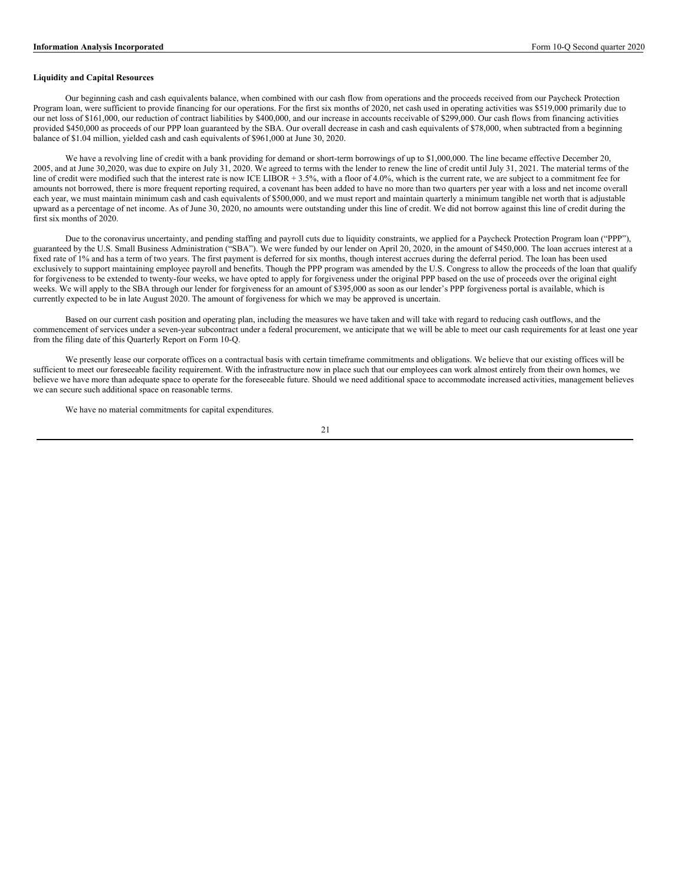**Liquidity and Capital Resources**

Our beginning cash and cash equivalents balance, when combined with our cash flow from operations and the proceeds received from our Paycheck Protection Program loan, were sufficient to provide financing for our operations. For the first six months of 2020, net cash used in operating activities was $519,000 primarily due to our net loss of $161,000, our reduction of contract liabilities by $400,000, and our increase in accounts receivable of $299,000. Our cash flows from financing activities provided $450,000 as proceeds of our PPP loan guaranteed by the SBA. Our overall decrease in cash and cash equivalents of $78,000, when subtracted from a beginning balance of $1.04 million, yielded cash and cash equivalents of $961,000 at June 30, 2020.

We have a revolving line of credit with a bank providing for demand or short-term borrowings of up to $1,000,000. The line became effective December 20, 2005, and at June 30,2020, was due to expire on July 31, 2020. We agreed to terms with the lender to renew the line of credit until July 31, 2021. The material terms of the line of credit were modified such that the interest rate is now ICE LIBOR + 3.5%, with a floor of 4.0%, which is the current rate, we are subject to a commitment fee for amounts not borrowed, there is more frequent reporting required, a covenant has been added to have no more than two quarters per year with a loss and net income overall each year, we must maintain minimum cash and cash equivalents of $500,000, and we must report and maintain quarterly a minimum tangible net worth that is adjustable upward as a percentage of net income. As of June 30, 2020, no amounts were outstanding under this line of credit. We did not borrow against this line of credit during the first six months of 2020.

Due to the coronavirus uncertainty, and pending staffing and payroll cuts due to liquidity constraints, we applied for a Paycheck Protection Program loan ("PPP"), guaranteed by the U.S. Small Business Administration ("SBA"). We were funded by our lender on April 20, 2020, in the amount of $450,000. The loan accrues interest at a fixed rate of 1% and has a term of two years. The first payment is deferred for six months, though interest accrues during the deferral period. The loan has been used exclusively to support maintaining employee payroll and benefits. Though the PPP program was amended by the U.S. Congress to allow the proceeds of the loan that qualify for forgiveness to be extended to twenty-four weeks, we have opted to apply for forgiveness under the original PPP based on the use of proceeds over the original eight weeks. We will apply to the SBA through our lender for forgiveness for an amount of $395,000 as soon as our lender's PPP forgiveness portal is available, which is currently expected to be in late August 2020. The amount of forgiveness for which we may be approved is uncertain.

Based on our current cash position and operating plan, including the measures we have taken and will take with regard to reducing cash outflows, and the commencement of services under a seven-year subcontract under a federal procurement, we anticipate that we will be able to meet our cash requirements for at least one year from the filing date of this Quarterly Report on Form 10-Q.

We presently lease our corporate offices on a contractual basis with certain timeframe commitments and obligations. We believe that our existing offices will be sufficient to meet our foreseeable facility requirement. With the infrastructure now in place such that our employees can work almost entirely from their own homes, we believe we have more than adequate space to operate for the foreseeable future. Should we need additional space to accommodate increased activities, management believes we can secure such additional space on reasonable terms.

We have no material commitments for capital expenditures.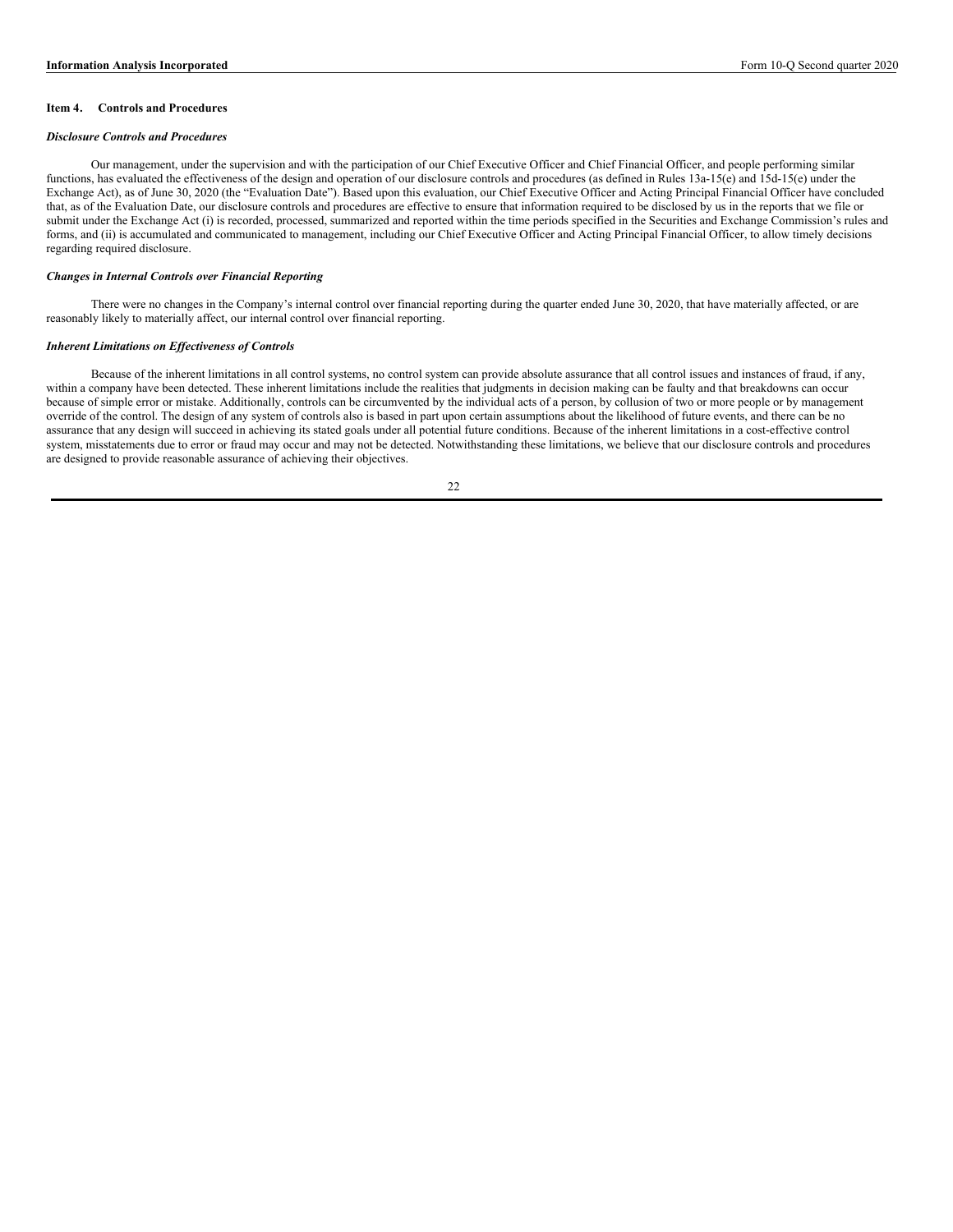## Item 4. Controls and Procedures

***Disclosure Controls and Procedures***

Our management, under the supervision and with the participation of our Chief Executive Officer and Chief Financial Officer, and people performing similar functions, has evaluated the effectiveness of the design and operation of our disclosure controls and procedures (as defined in Rules 13a-15(e) and 15d-15(e) under the Exchange Act), as of June 30, 2020 (the "Evaluation Date"). Based upon this evaluation, our Chief Executive Officer and Acting Principal Financial Officer have concluded that, as of the Evaluation Date, our disclosure controls and procedures are effective to ensure that information required to be disclosed by us in the reports that we file or submit under the Exchange Act (i) is recorded, processed, summarized and reported within the time periods specified in the Securities and Exchange Commission's rules and forms, and (ii) is accumulated and communicated to management, including our Chief Executive Officer and Acting Principal Financial Officer, to allow timely decisions regarding required disclosure.

***Changes in Internal Controls over Financial Reporting***

There were no changes in the Company's internal control over financial reporting during the quarter ended June 30, 2020, that have materially affected, or are reasonably likely to materially affect, our internal control over financial reporting.

***Inherent Limitations on Effectiveness of Controls***

Because of the inherent limitations in all control systems, no control system can provide absolute assurance that all control issues and instances of fraud, if any, within a company have been detected. These inherent limitations include the realities that judgments in decision making can be faulty and that breakdowns can occur because of simple error or mistake. Additionally, controls can be circumvented by the individual acts of a person, by collusion of two or more people or by management override of the control. The design of any system of controls also is based in part upon certain assumptions about the likelihood of future events, and there can be no assurance that any design will succeed in achieving its stated goals under all potential future conditions. Because of the inherent limitations in a cost-effective control system, misstatements due to error or fraud may occur and may not be detected. Notwithstanding these limitations, we believe that our disclosure controls and procedures are designed to provide reasonable assurance of achieving their objectives.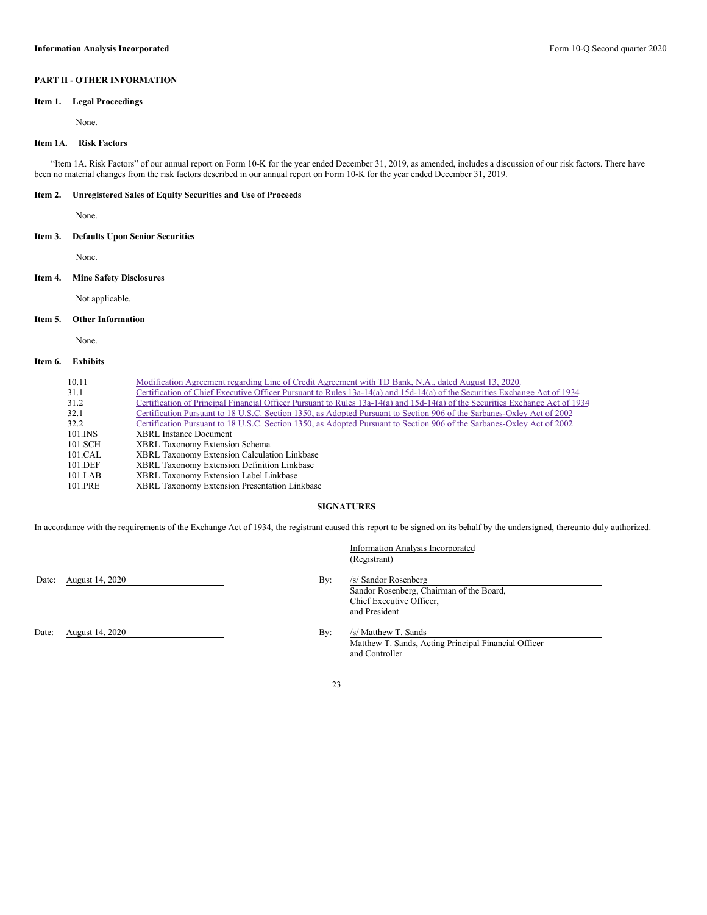## PART II - OTHER INFORMATION

### Item 1. Legal Proceedings

None.

### Item 1A. Risk Factors

"Item 1A. Risk Factors" of our annual report on Form 10-K for the year ended December 31, 2019, as amended, includes a discussion of our risk factors. There have been no material changes from the risk factors described in our annual report on Form 10-K for the year ended December 31, 2019.

### Item 2. Unregistered Sales of Equity Securities and Use of Proceeds

None.

### Item 3. Defaults Upon Senior Securities

None.

### Item 4. Mine Safety Disclosures

Not applicable.

### Item 5. Other Information

None.

### Item 6. Exhibits

| | |
|---|---|
| 10.11 | Modification Agreement regarding Line of Credit Agreement with TD Bank, N.A., dated August 13, 2020. |
| 31.1 | Certification of Chief Executive Officer Pursuant to Rules 13a-14(a) and 15d-14(a) of the Securities Exchange Act of 1934 |
| 31.2 | Certification of Principal Financial Officer Pursuant to Rules 13a-14(a) and 15d-14(a) of the Securities Exchange Act of 1934 |
| 32.1 | Certification Pursuant to 18 U.S.C. Section 1350, as Adopted Pursuant to Section 906 of the Sarbanes-Oxley Act of 2002 |
| 32.2 | Certification Pursuant to 18 U.S.C. Section 1350, as Adopted Pursuant to Section 906 of the Sarbanes-Oxley Act of 2002 |
| 101.INS | XBRL Instance Document |
| 101.SCH | XBRL Taxonomy Extension Schema |
| 101.CAL | XBRL Taxonomy Extension Calculation Linkbase |
| 101.DEF | XBRL Taxonomy Extension Definition Linkbase |
| 101.LAB | XBRL Taxonomy Extension Label Linkbase |
| 101.PRE | XBRL Taxonomy Extension Presentation Linkbase |

## SIGNATURES

In accordance with the requirements of the Exchange Act of 1934, the registrant caused this report to be signed on its behalf by the undersigned, thereunto duly authorized.

Information Analysis Incorporated
(Registrant)

Date: August 14, 2020

By: /s/ Sandor Rosenberg
Sandor Rosenberg, Chairman of the Board,
Chief Executive Officer,
and President

Date: August 14, 2020

By: /s/ Matthew T. Sands
Matthew T. Sands, Acting Principal Financial Officer
and Controller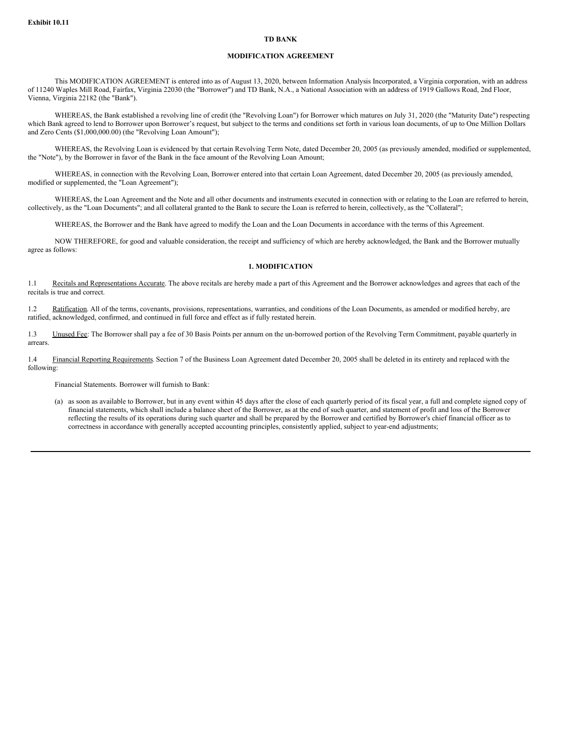**Exhibit 10.11**

**TD BANK**

**MODIFICATION AGREEMENT**

This MODIFICATION AGREEMENT is entered into as of August 13, 2020, between Information Analysis Incorporated, a Virginia corporation, with an address of 11240 Waples Mill Road, Fairfax, Virginia 22030 (the "Borrower") and TD Bank, N.A., a National Association with an address of 1919 Gallows Road, 2nd Floor, Vienna, Virginia 22182 (the "Bank").

WHEREAS, the Bank established a revolving line of credit (the "Revolving Loan") for Borrower which matures on July 31, 2020 (the "Maturity Date") respecting which Bank agreed to lend to Borrower upon Borrower's request, but subject to the terms and conditions set forth in various loan documents, of up to One Million Dollars and Zero Cents ($1,000,000.00) (the "Revolving Loan Amount");

WHEREAS, the Revolving Loan is evidenced by that certain Revolving Term Note, dated December 20, 2005 (as previously amended, modified or supplemented, the "Note"), by the Borrower in favor of the Bank in the face amount of the Revolving Loan Amount;

WHEREAS, in connection with the Revolving Loan, Borrower entered into that certain Loan Agreement, dated December 20, 2005 (as previously amended, modified or supplemented, the "Loan Agreement");

WHEREAS, the Loan Agreement and the Note and all other documents and instruments executed in connection with or relating to the Loan are referred to herein, collectively, as the "Loan Documents"; and all collateral granted to the Bank to secure the Loan is referred to herein, collectively, as the "Collateral";

WHEREAS, the Borrower and the Bank have agreed to modify the Loan and the Loan Documents in accordance with the terms of this Agreement.

NOW THEREFORE, for good and valuable consideration, the receipt and sufficiency of which are hereby acknowledged, the Bank and the Borrower mutually agree as follows:

**1. MODIFICATION**

1.1 Recitals and Representations Accurate. The above recitals are hereby made a part of this Agreement and the Borrower acknowledges and agrees that each of the recitals is true and correct.

1.2 Ratification. All of the terms, covenants, provisions, representations, warranties, and conditions of the Loan Documents, as amended or modified hereby, are ratified, acknowledged, confirmed, and continued in full force and effect as if fully restated herein.

1.3 Unused Fee: The Borrower shall pay a fee of 30 Basis Points per annum on the un-borrowed portion of the Revolving Term Commitment, payable quarterly in arrears.

1.4 Financial Reporting Requirements. Section 7 of the Business Loan Agreement dated December 20, 2005 shall be deleted in its entirety and replaced with the following:

Financial Statements. Borrower will furnish to Bank:

(a) as soon as available to Borrower, but in any event within 45 days after the close of each quarterly period of its fiscal year, a full and complete signed copy of financial statements, which shall include a balance sheet of the Borrower, as at the end of such quarter, and statement of profit and loss of the Borrower reflecting the results of its operations during such quarter and shall be prepared by the Borrower and certified by Borrower's chief financial officer as to correctness in accordance with generally accepted accounting principles, consistently applied, subject to year-end adjustments;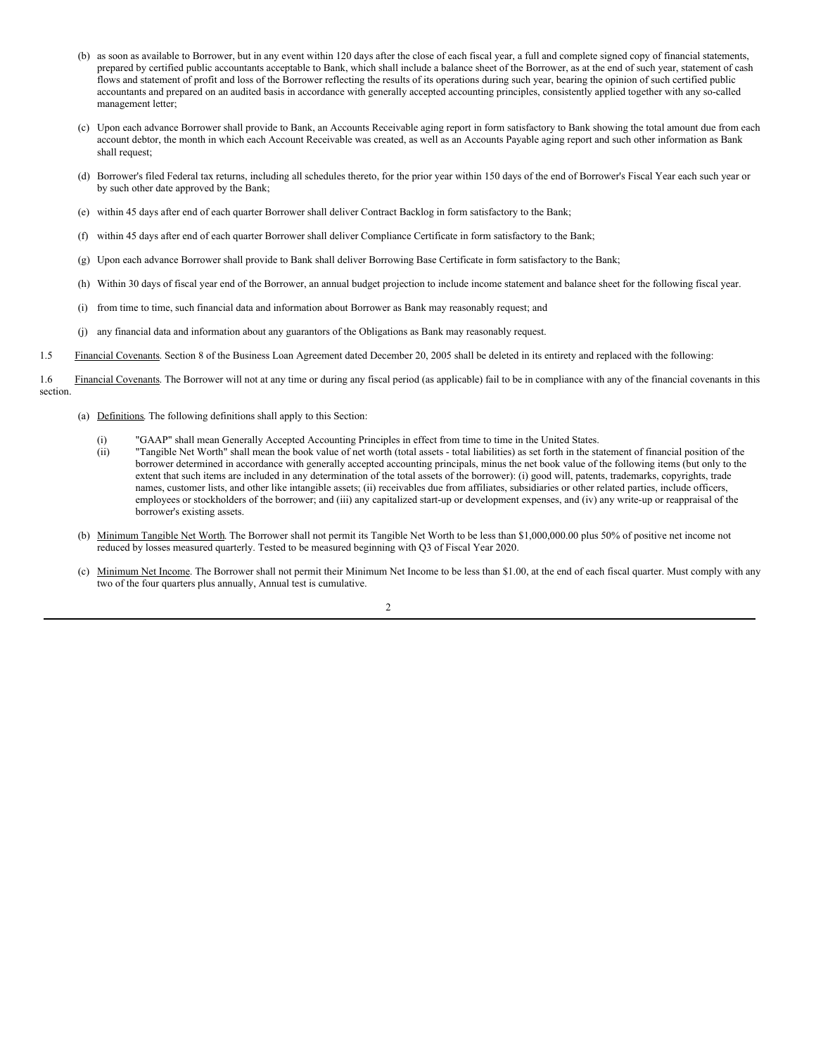(b) as soon as available to Borrower, but in any event within 120 days after the close of each fiscal year, a full and complete signed copy of financial statements, prepared by certified public accountants acceptable to Bank, which shall include a balance sheet of the Borrower, as at the end of such year, statement of cash flows and statement of profit and loss of the Borrower reflecting the results of its operations during such year, bearing the opinion of such certified public accountants and prepared on an audited basis in accordance with generally accepted accounting principles, consistently applied together with any so-called management letter;

(c) Upon each advance Borrower shall provide to Bank, an Accounts Receivable aging report in form satisfactory to Bank showing the total amount due from each account debtor, the month in which each Account Receivable was created, as well as an Accounts Payable aging report and such other information as Bank shall request;

(d) Borrower's filed Federal tax returns, including all schedules thereto, for the prior year within 150 days of the end of Borrower's Fiscal Year each such year or by such other date approved by the Bank;

(e) within 45 days after end of each quarter Borrower shall deliver Contract Backlog in form satisfactory to the Bank;

(f) within 45 days after end of each quarter Borrower shall deliver Compliance Certificate in form satisfactory to the Bank;

(g) Upon each advance Borrower shall provide to Bank shall deliver Borrowing Base Certificate in form satisfactory to the Bank;

(h) Within 30 days of fiscal year end of the Borrower, an annual budget projection to include income statement and balance sheet for the following fiscal year.

(i) from time to time, such financial data and information about Borrower as Bank may reasonably request; and

(j) any financial data and information about any guarantors of the Obligations as Bank may reasonably request.

1.5 Financial Covenants. Section 8 of the Business Loan Agreement dated December 20, 2005 shall be deleted in its entirety and replaced with the following:

1.6 Financial Covenants. The Borrower will not at any time or during any fiscal period (as applicable) fail to be in compliance with any of the financial covenants in this section.

(a) Definitions. The following definitions shall apply to this Section:

(i) "GAAP" shall mean Generally Accepted Accounting Principles in effect from time to time in the United States.

(ii) "Tangible Net Worth" shall mean the book value of net worth (total assets - total liabilities) as set forth in the statement of financial position of the borrower determined in accordance with generally accepted accounting principals, minus the net book value of the following items (but only to the extent that such items are included in any determination of the total assets of the borrower): (i) good will, patents, trademarks, copyrights, trade names, customer lists, and other like intangible assets; (ii) receivables due from affiliates, subsidiaries or other related parties, include officers, employees or stockholders of the borrower; and (iii) any capitalized start-up or development expenses, and (iv) any write-up or reappraisal of the borrower's existing assets.

(b) Minimum Tangible Net Worth. The Borrower shall not permit its Tangible Net Worth to be less than $1,000,000.00 plus 50% of positive net income not reduced by losses measured quarterly. Tested to be measured beginning with Q3 of Fiscal Year 2020.

(c) Minimum Net Income. The Borrower shall not permit their Minimum Net Income to be less than $1.00, at the end of each fiscal quarter. Must comply with any two of the four quarters plus annually, Annual test is cumulative.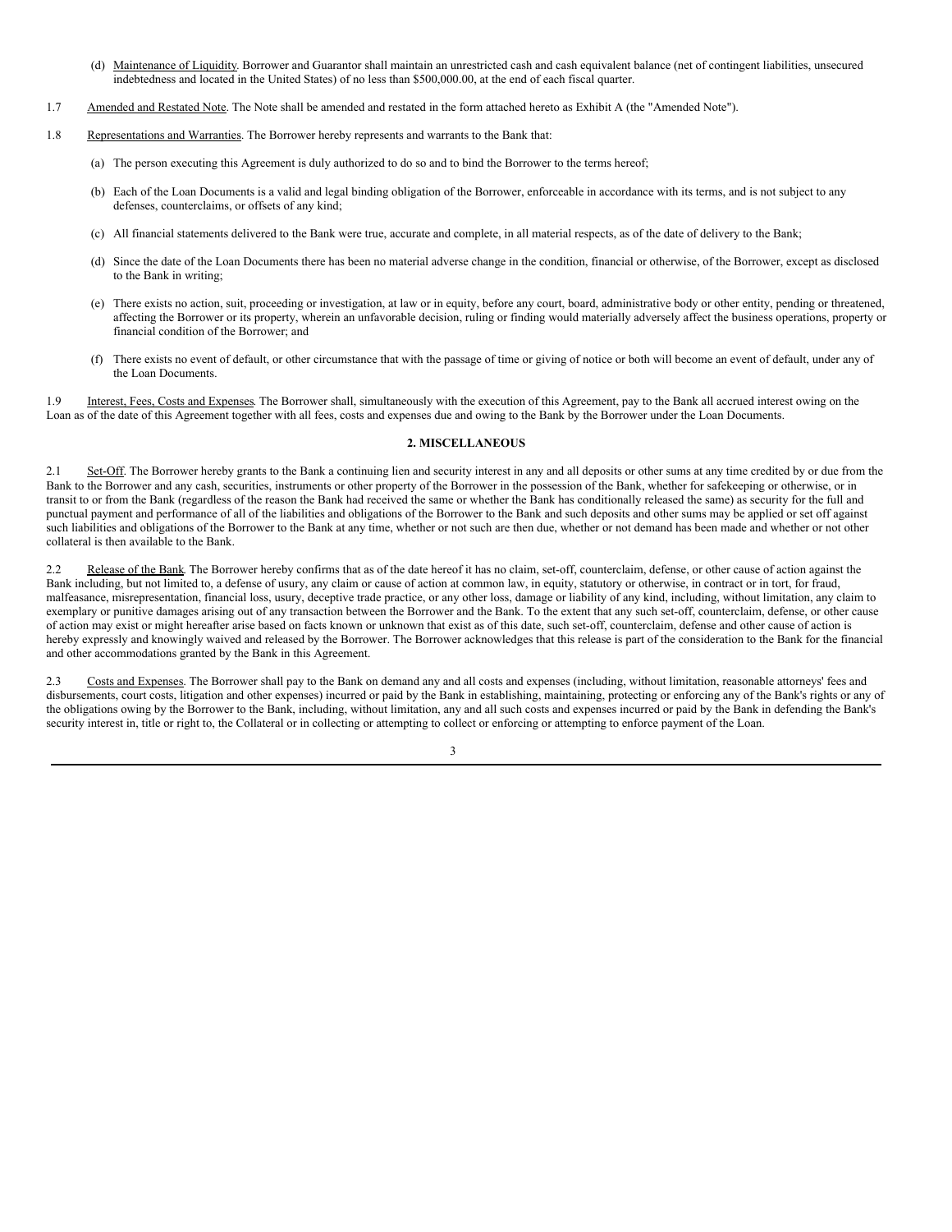(d) Maintenance of Liquidity. Borrower and Guarantor shall maintain an unrestricted cash and cash equivalent balance (net of contingent liabilities, unsecured indebtedness and located in the United States) of no less than $500,000.00, at the end of each fiscal quarter.

1.7 Amended and Restated Note. The Note shall be amended and restated in the form attached hereto as Exhibit A (the "Amended Note").

1.8 Representations and Warranties. The Borrower hereby represents and warrants to the Bank that:

(a) The person executing this Agreement is duly authorized to do so and to bind the Borrower to the terms hereof;

(b) Each of the Loan Documents is a valid and legal binding obligation of the Borrower, enforceable in accordance with its terms, and is not subject to any defenses, counterclaims, or offsets of any kind;

(c) All financial statements delivered to the Bank were true, accurate and complete, in all material respects, as of the date of delivery to the Bank;

(d) Since the date of the Loan Documents there has been no material adverse change in the condition, financial or otherwise, of the Borrower, except as disclosed to the Bank in writing;

(e) There exists no action, suit, proceeding or investigation, at law or in equity, before any court, board, administrative body or other entity, pending or threatened, affecting the Borrower or its property, wherein an unfavorable decision, ruling or finding would materially adversely affect the business operations, property or financial condition of the Borrower; and

(f) There exists no event of default, or other circumstance that with the passage of time or giving of notice or both will become an event of default, under any of the Loan Documents.

1.9 Interest, Fees, Costs and Expenses. The Borrower shall, simultaneously with the execution of this Agreement, pay to the Bank all accrued interest owing on the Loan as of the date of this Agreement together with all fees, costs and expenses due and owing to the Bank by the Borrower under the Loan Documents.

## 2. MISCELLANEOUS

2.1 Set-Off. The Borrower hereby grants to the Bank a continuing lien and security interest in any and all deposits or other sums at any time credited by or due from the Bank to the Borrower and any cash, securities, instruments or other property of the Borrower in the possession of the Bank, whether for safekeeping or otherwise, or in transit to or from the Bank (regardless of the reason the Bank had received the same or whether the Bank has conditionally released the same) as security for the full and punctual payment and performance of all of the liabilities and obligations of the Borrower to the Bank and such deposits and other sums may be applied or set off against such liabilities and obligations of the Borrower to the Bank at any time, whether or not such are then due, whether or not demand has been made and whether or not other collateral is then available to the Bank.

2.2 Release of the Bank. The Borrower hereby confirms that as of the date hereof it has no claim, set-off, counterclaim, defense, or other cause of action against the Bank including, but not limited to, a defense of usury, any claim or cause of action at common law, in equity, statutory or otherwise, in contract or in tort, for fraud, malfeasance, misrepresentation, financial loss, usury, deceptive trade practice, or any other loss, damage or liability of any kind, including, without limitation, any claim to exemplary or punitive damages arising out of any transaction between the Borrower and the Bank. To the extent that any such set-off, counterclaim, defense, or other cause of action may exist or might hereafter arise based on facts known or unknown that exist as of this date, such set-off, counterclaim, defense and other cause of action is hereby expressly and knowingly waived and released by the Borrower. The Borrower acknowledges that this release is part of the consideration to the Bank for the financial and other accommodations granted by the Bank in this Agreement.

2.3 Costs and Expenses. The Borrower shall pay to the Bank on demand any and all costs and expenses (including, without limitation, reasonable attorneys' fees and disbursements, court costs, litigation and other expenses) incurred or paid by the Bank in establishing, maintaining, protecting or enforcing any of the Bank's rights or any of the obligations owing by the Borrower to the Bank, including, without limitation, any and all such costs and expenses incurred or paid by the Bank in defending the Bank's security interest in, title or right to, the Collateral or in collecting or attempting to collect or enforcing or attempting to enforce payment of the Loan.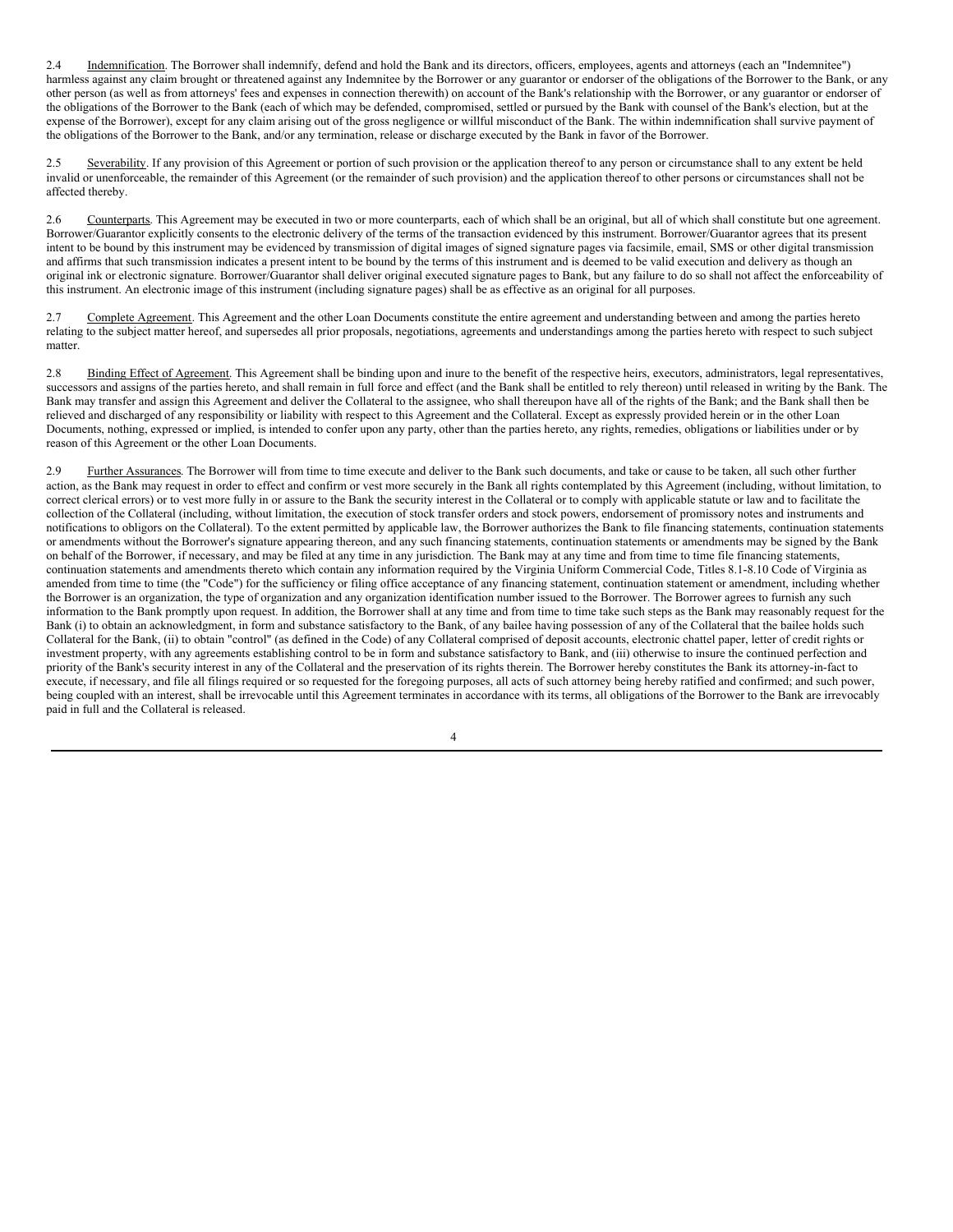2.4 Indemnification. The Borrower shall indemnify, defend and hold the Bank and its directors, officers, employees, agents and attorneys (each an "Indemnitee") harmless against any claim brought or threatened against any Indemnitee by the Borrower or any guarantor or endorser of the obligations of the Borrower to the Bank, or any other person (as well as from attorneys' fees and expenses in connection therewith) on account of the Bank's relationship with the Borrower, or any guarantor or endorser of the obligations of the Borrower to the Bank (each of which may be defended, compromised, settled or pursued by the Bank with counsel of the Bank's election, but at the expense of the Borrower), except for any claim arising out of the gross negligence or willful misconduct of the Bank. The within indemnification shall survive payment of the obligations of the Borrower to the Bank, and/or any termination, release or discharge executed by the Bank in favor of the Borrower.

2.5 Severability. If any provision of this Agreement or portion of such provision or the application thereof to any person or circumstance shall to any extent be held invalid or unenforceable, the remainder of this Agreement (or the remainder of such provision) and the application thereof to other persons or circumstances shall not be affected thereby.

2.6 Counterparts. This Agreement may be executed in two or more counterparts, each of which shall be an original, but all of which shall constitute but one agreement. Borrower/Guarantor explicitly consents to the electronic delivery of the terms of the transaction evidenced by this instrument. Borrower/Guarantor agrees that its present intent to be bound by this instrument may be evidenced by transmission of digital images of signed signature pages via facsimile, email, SMS or other digital transmission and affirms that such transmission indicates a present intent to be bound by the terms of this instrument and is deemed to be valid execution and delivery as though an original ink or electronic signature. Borrower/Guarantor shall deliver original executed signature pages to Bank, but any failure to do so shall not affect the enforceability of this instrument. An electronic image of this instrument (including signature pages) shall be as effective as an original for all purposes.

2.7 Complete Agreement. This Agreement and the other Loan Documents constitute the entire agreement and understanding between and among the parties hereto relating to the subject matter hereof, and supersedes all prior proposals, negotiations, agreements and understandings among the parties hereto with respect to such subject matter.

2.8 Binding Effect of Agreement. This Agreement shall be binding upon and inure to the benefit of the respective heirs, executors, administrators, legal representatives, successors and assigns of the parties hereto, and shall remain in full force and effect (and the Bank shall be entitled to rely thereon) until released in writing by the Bank. The Bank may transfer and assign this Agreement and deliver the Collateral to the assignee, who shall thereupon have all of the rights of the Bank; and the Bank shall then be relieved and discharged of any responsibility or liability with respect to this Agreement and the Collateral. Except as expressly provided herein or in the other Loan Documents, nothing, expressed or implied, is intended to confer upon any party, other than the parties hereto, any rights, remedies, obligations or liabilities under or by reason of this Agreement or the other Loan Documents.

2.9 Further Assurances. The Borrower will from time to time execute and deliver to the Bank such documents, and take or cause to be taken, all such other further action, as the Bank may request in order to effect and confirm or vest more securely in the Bank all rights contemplated by this Agreement (including, without limitation, to correct clerical errors) or to vest more fully in or assure to the Bank the security interest in the Collateral or to comply with applicable statute or law and to facilitate the collection of the Collateral (including, without limitation, the execution of stock transfer orders and stock powers, endorsement of promissory notes and instruments and notifications to obligors on the Collateral). To the extent permitted by applicable law, the Borrower authorizes the Bank to file financing statements, continuation statements or amendments without the Borrower's signature appearing thereon, and any such financing statements, continuation statements or amendments may be signed by the Bank on behalf of the Borrower, if necessary, and may be filed at any time in any jurisdiction. The Bank may at any time and from time to time file financing statements, continuation statements and amendments thereto which contain any information required by the Virginia Uniform Commercial Code, Titles 8.1-8.10 Code of Virginia as amended from time to time (the "Code") for the sufficiency or filing office acceptance of any financing statement, continuation statement or amendment, including whether the Borrower is an organization, the type of organization and any organization identification number issued to the Borrower. The Borrower agrees to furnish any such information to the Bank promptly upon request. In addition, the Borrower shall at any time and from time to time take such steps as the Bank may reasonably request for the Bank (i) to obtain an acknowledgment, in form and substance satisfactory to the Bank, of any bailee having possession of any of the Collateral that the bailee holds such Collateral for the Bank, (ii) to obtain "control" (as defined in the Code) of any Collateral comprised of deposit accounts, electronic chattel paper, letter of credit rights or investment property, with any agreements establishing control to be in form and substance satisfactory to Bank, and (iii) otherwise to insure the continued perfection and priority of the Bank's security interest in any of the Collateral and the preservation of its rights therein. The Borrower hereby constitutes the Bank its attorney-in-fact to execute, if necessary, and file all filings required or so requested for the foregoing purposes, all acts of such attorney being hereby ratified and confirmed; and such power, being coupled with an interest, shall be irrevocable until this Agreement terminates in accordance with its terms, all obligations of the Borrower to the Bank are irrevocably paid in full and the Collateral is released.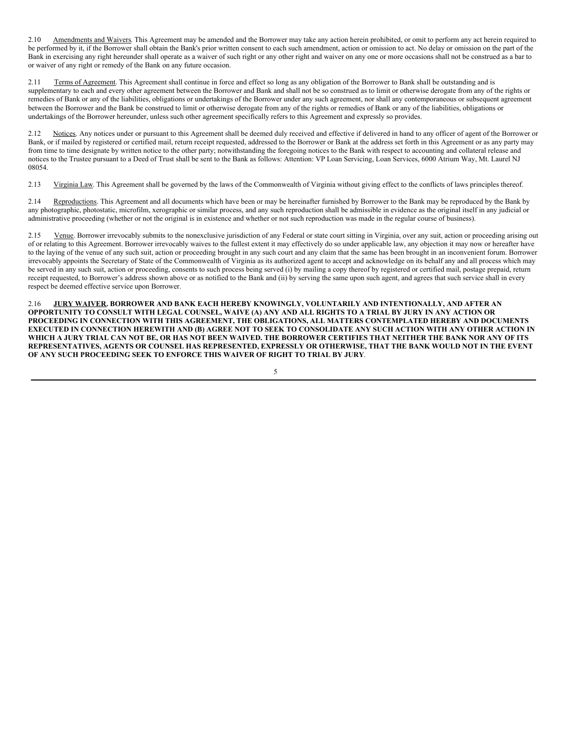2.10 Amendments and Waivers. This Agreement may be amended and the Borrower may take any action herein prohibited, or omit to perform any act herein required to be performed by it, if the Borrower shall obtain the Bank's prior written consent to each such amendment, action or omission to act. No delay or omission on the part of the Bank in exercising any right hereunder shall operate as a waiver of such right or any other right and waiver on any one or more occasions shall not be construed as a bar to or waiver of any right or remedy of the Bank on any future occasion.

2.11 Terms of Agreement. This Agreement shall continue in force and effect so long as any obligation of the Borrower to Bank shall be outstanding and is supplementary to each and every other agreement between the Borrower and Bank and shall not be so construed as to limit or otherwise derogate from any of the rights or remedies of Bank or any of the liabilities, obligations or undertakings of the Borrower under any such agreement, nor shall any contemporaneous or subsequent agreement between the Borrower and the Bank be construed to limit or otherwise derogate from any of the rights or remedies of Bank or any of the liabilities, obligations or undertakings of the Borrower hereunder, unless such other agreement specifically refers to this Agreement and expressly so provides.

2.12 Notices. Any notices under or pursuant to this Agreement shall be deemed duly received and effective if delivered in hand to any officer of agent of the Borrower or Bank, or if mailed by registered or certified mail, return receipt requested, addressed to the Borrower or Bank at the address set forth in this Agreement or as any party may from time to time designate by written notice to the other party; notwithstanding the foregoing notices to the Bank with respect to accounting and collateral release and notices to the Trustee pursuant to a Deed of Trust shall be sent to the Bank as follows: Attention: VP Loan Servicing, Loan Services, 6000 Atrium Way, Mt. Laurel NJ 08054.

2.13 Virginia Law. This Agreement shall be governed by the laws of the Commonwealth of Virginia without giving effect to the conflicts of laws principles thereof.

2.14 Reproductions. This Agreement and all documents which have been or may be hereinafter furnished by Borrower to the Bank may be reproduced by the Bank by any photographic, photostatic, microfilm, xerographic or similar process, and any such reproduction shall be admissible in evidence as the original itself in any judicial or administrative proceeding (whether or not the original is in existence and whether or not such reproduction was made in the regular course of business).

2.15 Venue. Borrower irrevocably submits to the nonexclusive jurisdiction of any Federal or state court sitting in Virginia, over any suit, action or proceeding arising out of or relating to this Agreement. Borrower irrevocably waives to the fullest extent it may effectively do so under applicable law, any objection it may now or hereafter have to the laying of the venue of any such suit, action or proceeding brought in any such court and any claim that the same has been brought in an inconvenient forum. Borrower irrevocably appoints the Secretary of State of the Commonwealth of Virginia as its authorized agent to accept and acknowledge on its behalf any and all process which may be served in any such suit, action or proceeding, consents to such process being served (i) by mailing a copy thereof by registered or certified mail, postage prepaid, return receipt requested, to Borrower's address shown above or as notified to the Bank and (ii) by serving the same upon such agent, and agrees that such service shall in every respect be deemed effective service upon Borrower.

2.16 **JURY WAIVER. BORROWER AND BANK EACH HEREBY KNOWINGLY, VOLUNTARILY AND INTENTIONALLY, AND AFTER AN OPPORTUNITY TO CONSULT WITH LEGAL COUNSEL, WAIVE (A) ANY AND ALL RIGHTS TO A TRIAL BY JURY IN ANY ACTION OR PROCEEDING IN CONNECTION WITH THIS AGREEMENT, THE OBLIGATIONS, ALL MATTERS CONTEMPLATED HEREBY AND DOCUMENTS EXECUTED IN CONNECTION HEREWITH AND (B) AGREE NOT TO SEEK TO CONSOLIDATE ANY SUCH ACTION WITH ANY OTHER ACTION IN WHICH A JURY TRIAL CAN NOT BE, OR HAS NOT BEEN WAIVED. THE BORROWER CERTIFIES THAT NEITHER THE BANK NOR ANY OF ITS REPRESENTATIVES, AGENTS OR COUNSEL HAS REPRESENTED, EXPRESSLY OR OTHERWISE, THAT THE BANK WOULD NOT IN THE EVENT OF ANY SUCH PROCEEDING SEEK TO ENFORCE THIS WAIVER OF RIGHT TO TRIAL BY JURY**.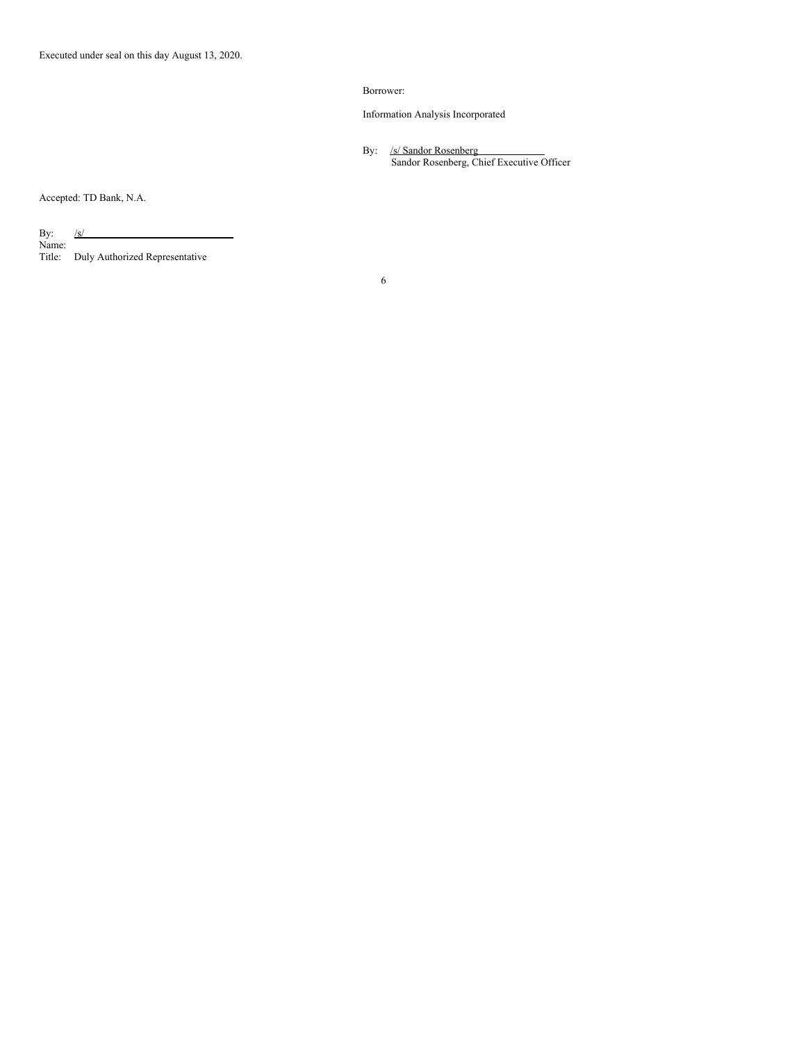Executed under seal on this day August 13, 2020.

Borrower:

Information Analysis Incorporated

By: /s/ Sandor Rosenberg
Sandor Rosenberg, Chief Executive Officer

Accepted: TD Bank, N.A.

By: /s/
Name:
Title: Duly Authorized Representative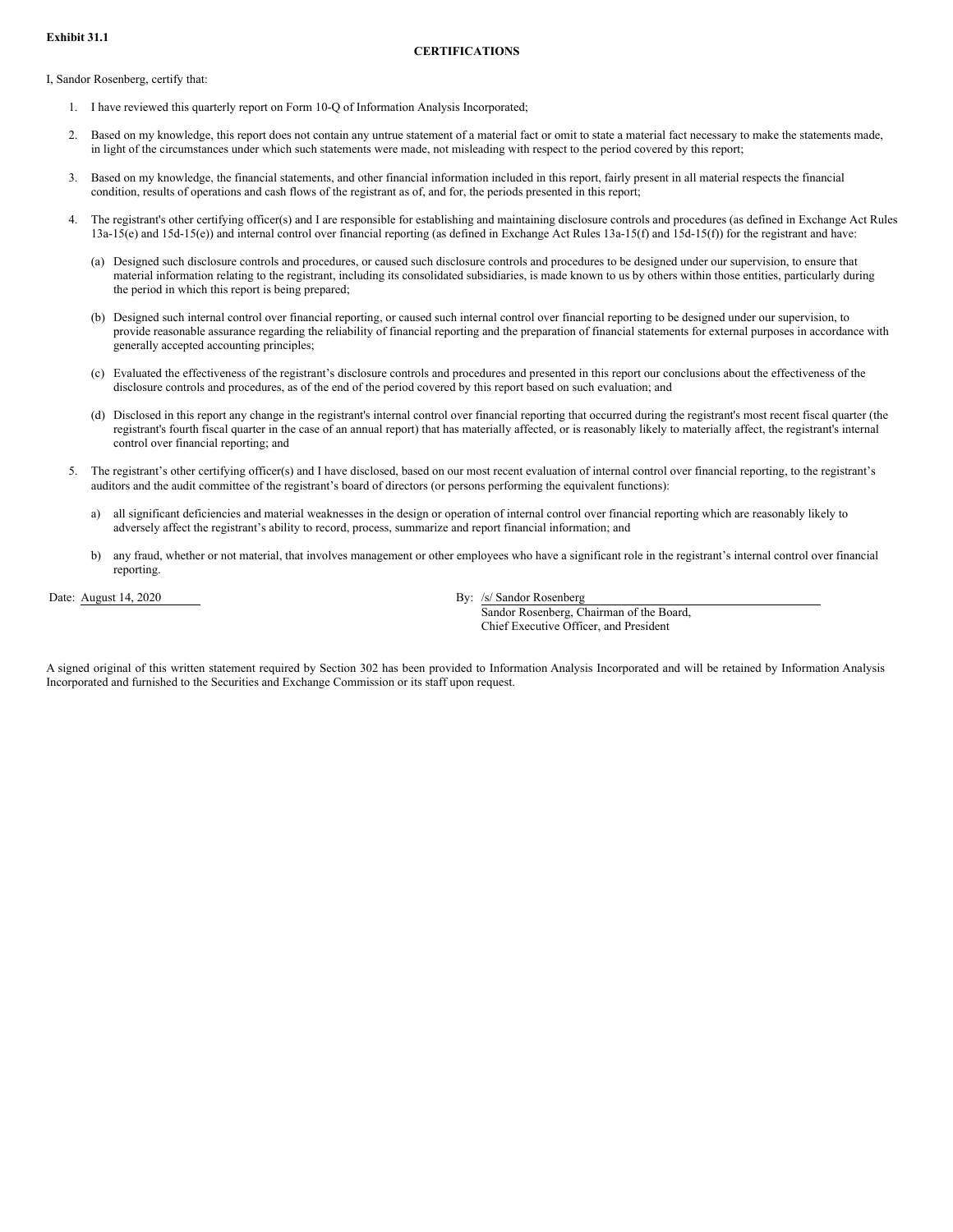**Exhibit 31.1**

**CERTIFICATIONS**

I, Sandor Rosenberg, certify that:

1. I have reviewed this quarterly report on Form 10-Q of Information Analysis Incorporated;

2. Based on my knowledge, this report does not contain any untrue statement of a material fact or omit to state a material fact necessary to make the statements made, in light of the circumstances under which such statements were made, not misleading with respect to the period covered by this report;

3. Based on my knowledge, the financial statements, and other financial information included in this report, fairly present in all material respects the financial condition, results of operations and cash flows of the registrant as of, and for, the periods presented in this report;

4. The registrant's other certifying officer(s) and I are responsible for establishing and maintaining disclosure controls and procedures (as defined in Exchange Act Rules 13a-15(e) and 15d-15(e)) and internal control over financial reporting (as defined in Exchange Act Rules 13a-15(f) and 15d-15(f)) for the registrant and have:

   (a) Designed such disclosure controls and procedures, or caused such disclosure controls and procedures to be designed under our supervision, to ensure that material information relating to the registrant, including its consolidated subsidiaries, is made known to us by others within those entities, particularly during the period in which this report is being prepared;

   (b) Designed such internal control over financial reporting, or caused such internal control over financial reporting to be designed under our supervision, to provide reasonable assurance regarding the reliability of financial reporting and the preparation of financial statements for external purposes in accordance with generally accepted accounting principles;

   (c) Evaluated the effectiveness of the registrant's disclosure controls and procedures and presented in this report our conclusions about the effectiveness of the disclosure controls and procedures, as of the end of the period covered by this report based on such evaluation; and

   (d) Disclosed in this report any change in the registrant's internal control over financial reporting that occurred during the registrant's most recent fiscal quarter (the registrant's fourth fiscal quarter in the case of an annual report) that has materially affected, or is reasonably likely to materially affect, the registrant's internal control over financial reporting; and

5. The registrant's other certifying officer(s) and I have disclosed, based on our most recent evaluation of internal control over financial reporting, to the registrant's auditors and the audit committee of the registrant's board of directors (or persons performing the equivalent functions):

   a) all significant deficiencies and material weaknesses in the design or operation of internal control over financial reporting which are reasonably likely to adversely affect the registrant's ability to record, process, summarize and report financial information; and

   b) any fraud, whether or not material, that involves management or other employees who have a significant role in the registrant's internal control over financial reporting.

Date: August 14, 2020

By: /s/ Sandor Rosenberg
Sandor Rosenberg, Chairman of the Board,
Chief Executive Officer, and President

A signed original of this written statement required by Section 302 has been provided to Information Analysis Incorporated and will be retained by Information Analysis Incorporated and furnished to the Securities and Exchange Commission or its staff upon request.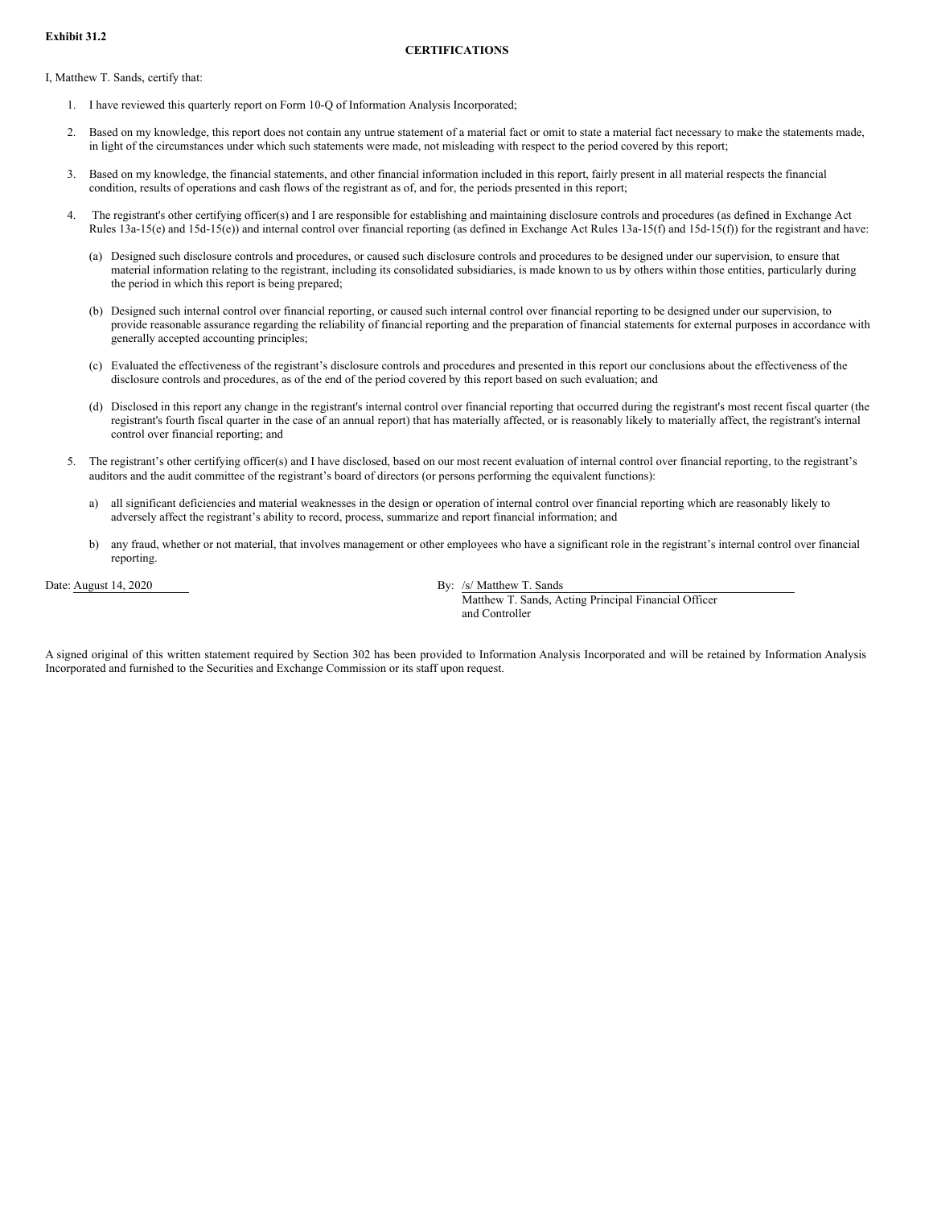**Exhibit 31.2**

**CERTIFICATIONS**

I, Matthew T. Sands, certify that:

1. I have reviewed this quarterly report on Form 10-Q of Information Analysis Incorporated;

2. Based on my knowledge, this report does not contain any untrue statement of a material fact or omit to state a material fact necessary to make the statements made, in light of the circumstances under which such statements were made, not misleading with respect to the period covered by this report;

3. Based on my knowledge, the financial statements, and other financial information included in this report, fairly present in all material respects the financial condition, results of operations and cash flows of the registrant as of, and for, the periods presented in this report;

4. The registrant's other certifying officer(s) and I are responsible for establishing and maintaining disclosure controls and procedures (as defined in Exchange Act Rules 13a-15(e) and 15d-15(e)) and internal control over financial reporting (as defined in Exchange Act Rules 13a-15(f) and 15d-15(f)) for the registrant and have:

   (a) Designed such disclosure controls and procedures, or caused such disclosure controls and procedures to be designed under our supervision, to ensure that material information relating to the registrant, including its consolidated subsidiaries, is made known to us by others within those entities, particularly during the period in which this report is being prepared;

   (b) Designed such internal control over financial reporting, or caused such internal control over financial reporting to be designed under our supervision, to provide reasonable assurance regarding the reliability of financial reporting and the preparation of financial statements for external purposes in accordance with generally accepted accounting principles;

   (c) Evaluated the effectiveness of the registrant's disclosure controls and procedures and presented in this report our conclusions about the effectiveness of the disclosure controls and procedures, as of the end of the period covered by this report based on such evaluation; and

   (d) Disclosed in this report any change in the registrant's internal control over financial reporting that occurred during the registrant's most recent fiscal quarter (the registrant's fourth fiscal quarter in the case of an annual report) that has materially affected, or is reasonably likely to materially affect, the registrant's internal control over financial reporting; and

5. The registrant's other certifying officer(s) and I have disclosed, based on our most recent evaluation of internal control over financial reporting, to the registrant's auditors and the audit committee of the registrant's board of directors (or persons performing the equivalent functions):

   a) all significant deficiencies and material weaknesses in the design or operation of internal control over financial reporting which are reasonably likely to adversely affect the registrant's ability to record, process, summarize and report financial information; and

   b) any fraud, whether or not material, that involves management or other employees who have a significant role in the registrant's internal control over financial reporting.

Date: August 14, 2020

By: /s/ Matthew T. Sands
Matthew T. Sands, Acting Principal Financial Officer and Controller

A signed original of this written statement required by Section 302 has been provided to Information Analysis Incorporated and will be retained by Information Analysis Incorporated and furnished to the Securities and Exchange Commission or its staff upon request.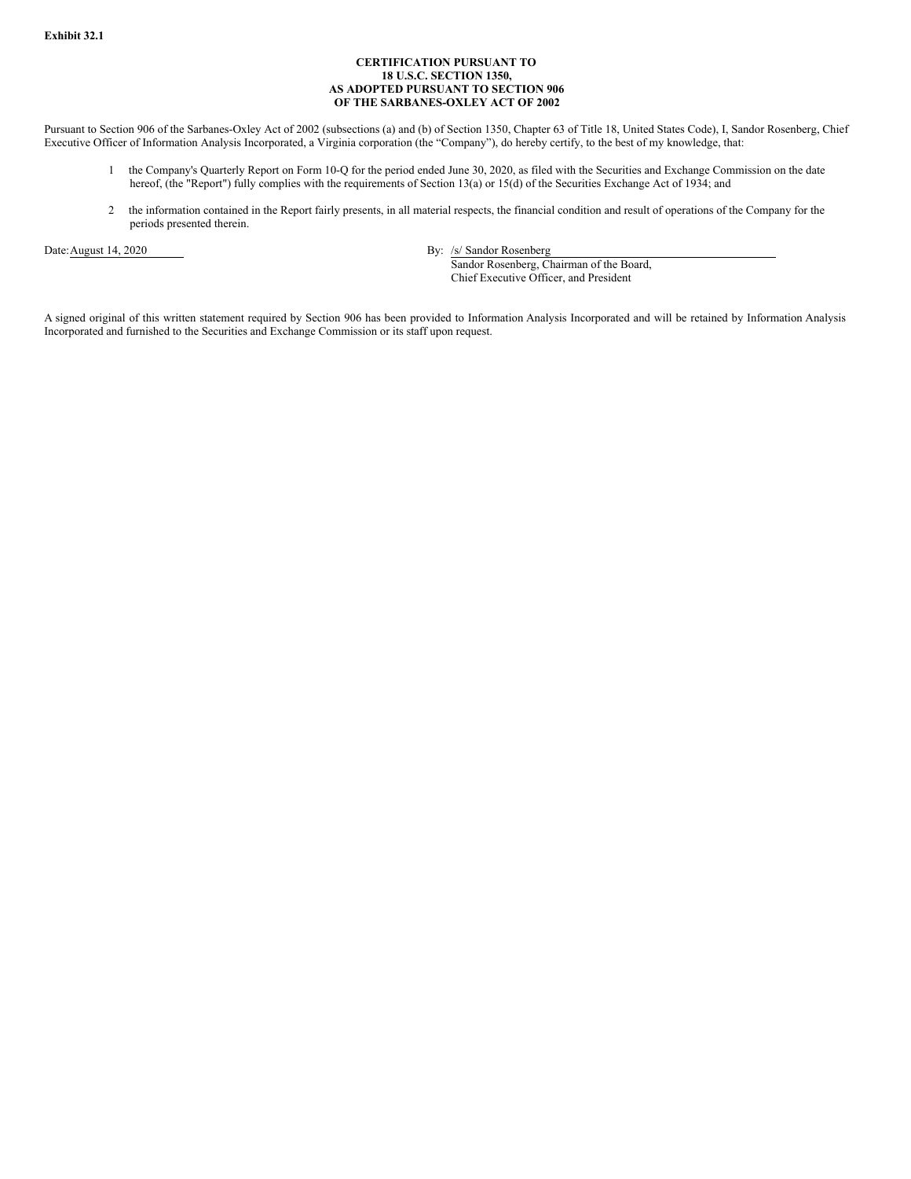**Exhibit 32.1**

**CERTIFICATION PURSUANT TO**
**18 U.S.C. SECTION 1350,**
**AS ADOPTED PURSUANT TO SECTION 906**
**OF THE SARBANES-OXLEY ACT OF 2002**

Pursuant to Section 906 of the Sarbanes-Oxley Act of 2002 (subsections (a) and (b) of Section 1350, Chapter 63 of Title 18, United States Code), I, Sandor Rosenberg, Chief Executive Officer of Information Analysis Incorporated, a Virginia corporation (the "Company"), do hereby certify, to the best of my knowledge, that:

1. the Company's Quarterly Report on Form 10-Q for the period ended June 30, 2020, as filed with the Securities and Exchange Commission on the date hereof, (the "Report") fully complies with the requirements of Section 13(a) or 15(d) of the Securities Exchange Act of 1934; and

2. the information contained in the Report fairly presents, in all material respects, the financial condition and result of operations of the Company for the periods presented therein.

Date: August 14, 2020

By: /s/ Sandor Rosenberg
Sandor Rosenberg, Chairman of the Board,
Chief Executive Officer, and President

A signed original of this written statement required by Section 906 has been provided to Information Analysis Incorporated and will be retained by Information Analysis Incorporated and furnished to the Securities and Exchange Commission or its staff upon request.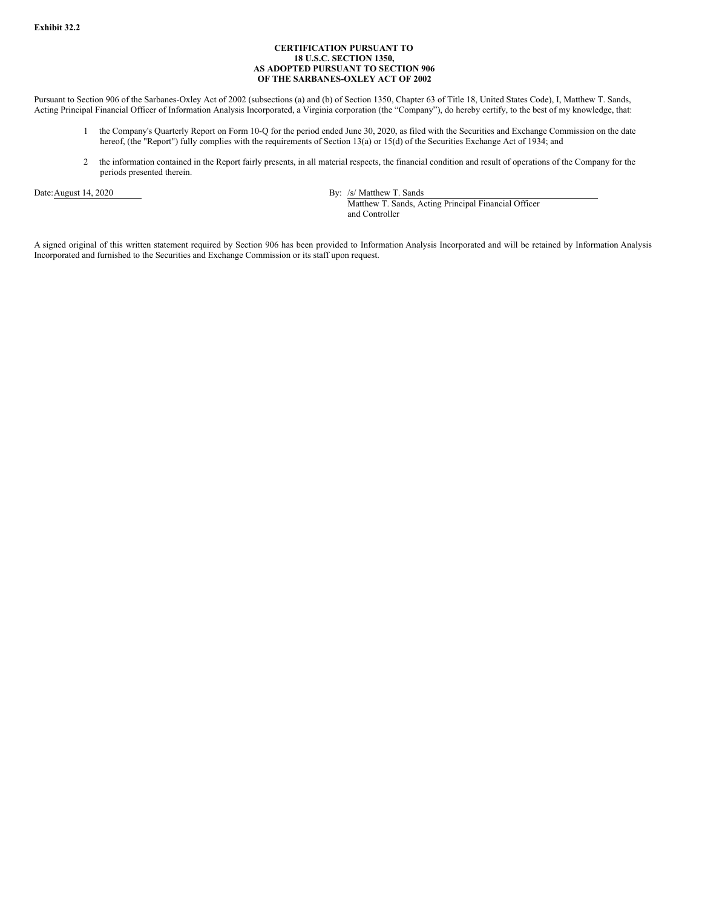**Exhibit 32.2**

**CERTIFICATION PURSUANT TO**
**18 U.S.C. SECTION 1350,**
**AS ADOPTED PURSUANT TO SECTION 906**
**OF THE SARBANES-OXLEY ACT OF 2002**

Pursuant to Section 906 of the Sarbanes-Oxley Act of 2002 (subsections (a) and (b) of Section 1350, Chapter 63 of Title 18, United States Code), I, Matthew T. Sands, Acting Principal Financial Officer of Information Analysis Incorporated, a Virginia corporation (the "Company"), do hereby certify, to the best of my knowledge, that:

1. the Company's Quarterly Report on Form 10-Q for the period ended June 30, 2020, as filed with the Securities and Exchange Commission on the date hereof, (the "Report") fully complies with the requirements of Section 13(a) or 15(d) of the Securities Exchange Act of 1934; and

2. the information contained in the Report fairly presents, in all material respects, the financial condition and result of operations of the Company for the periods presented therein.

Date: August 14, 2020

By: /s/ Matthew T. Sands
Matthew T. Sands, Acting Principal Financial Officer and Controller

A signed original of this written statement required by Section 906 has been provided to Information Analysis Incorporated and will be retained by Information Analysis Incorporated and furnished to the Securities and Exchange Commission or its staff upon request.